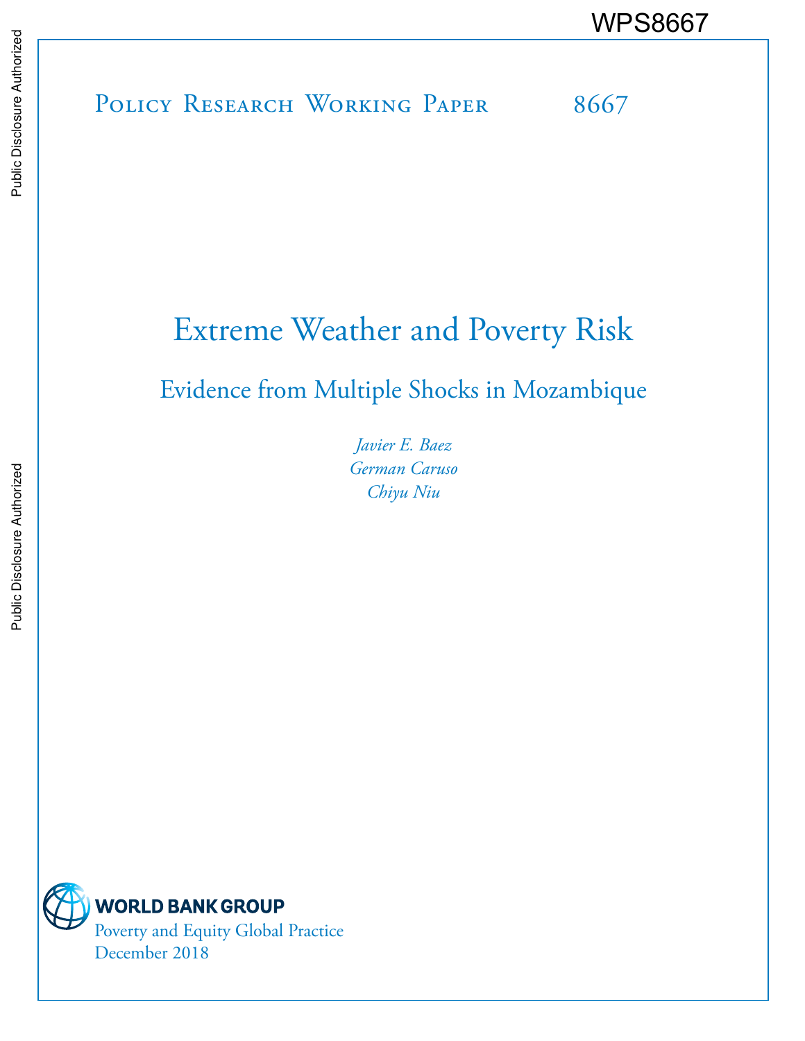WPS8667

Policy Research Working Paper 8667

# Extreme Weather and Poverty Risk

## Evidence from Multiple Shocks in Mozambique

*Javier E. Baez*
*German Caruso*
*Chiyu Niu*

WORLD BANK GROUP
Poverty and Equity Global Practice
December 2018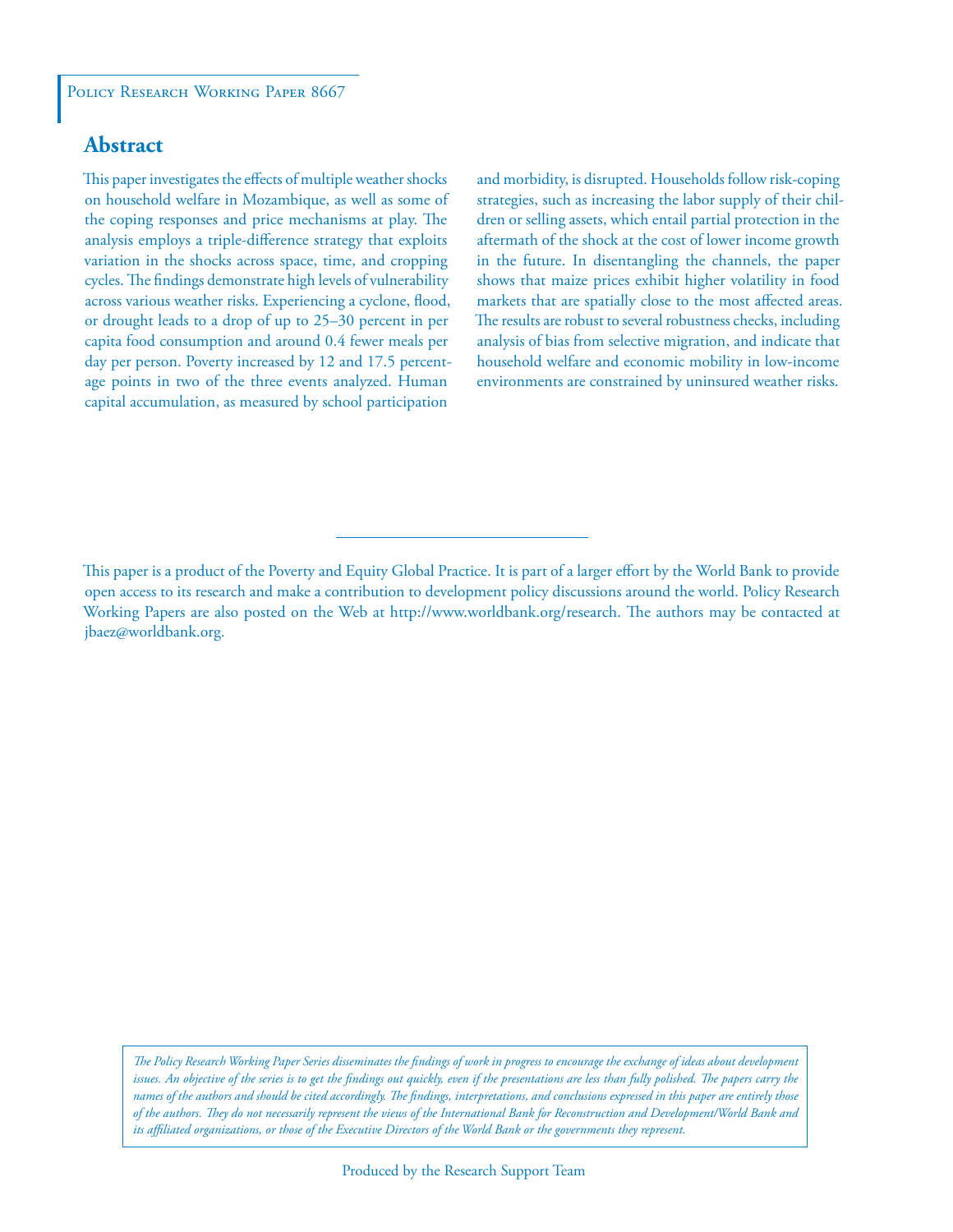Policy Research Working Paper 8667

## Abstract

This paper investigates the effects of multiple weather shocks on household welfare in Mozambique, as well as some of the coping responses and price mechanisms at play. The analysis employs a triple-difference strategy that exploits variation in the shocks across space, time, and cropping cycles. The findings demonstrate high levels of vulnerability across various weather risks. Experiencing a cyclone, flood, or drought leads to a drop of up to 25–30 percent in per capita food consumption and around 0.4 fewer meals per day per person. Poverty increased by 12 and 17.5 percentage points in two of the three events analyzed. Human capital accumulation, as measured by school participation and morbidity, is disrupted. Households follow risk-coping strategies, such as increasing the labor supply of their children or selling assets, which entail partial protection in the aftermath of the shock at the cost of lower income growth in the future. In disentangling the channels, the paper shows that maize prices exhibit higher volatility in food markets that are spatially close to the most affected areas. The results are robust to several robustness checks, including analysis of bias from selective migration, and indicate that household welfare and economic mobility in low-income environments are constrained by uninsured weather risks.

This paper is a product of the Poverty and Equity Global Practice. It is part of a larger effort by the World Bank to provide open access to its research and make a contribution to development policy discussions around the world. Policy Research Working Papers are also posted on the Web at http://www.worldbank.org/research. The authors may be contacted at jbaez@worldbank.org.

*The Policy Research Working Paper Series disseminates the findings of work in progress to encourage the exchange of ideas about development issues. An objective of the series is to get the findings out quickly, even if the presentations are less than fully polished. The papers carry the names of the authors and should be cited accordingly. The findings, interpretations, and conclusions expressed in this paper are entirely those of the authors. They do not necessarily represent the views of the International Bank for Reconstruction and Development/World Bank and its affiliated organizations, or those of the Executive Directors of the World Bank or the governments they represent.*

Produced by the Research Support Team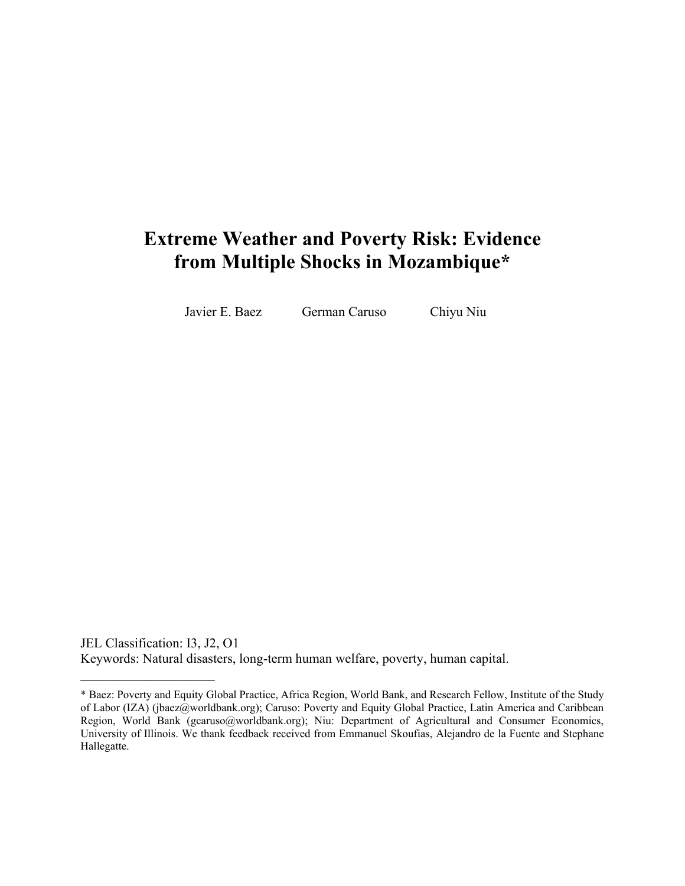# Extreme Weather and Poverty Risk: Evidence from Multiple Shocks in Mozambique*

Javier E. Baez German Caruso Chiyu Niu

JEL Classification: I3, J2, O1

Keywords: Natural disasters, long-term human welfare, poverty, human capital.

---

* Baez: Poverty and Equity Global Practice, Africa Region, World Bank, and Research Fellow, Institute of the Study of Labor (IZA) (jbaez@worldbank.org); Caruso: Poverty and Equity Global Practice, Latin America and Caribbean Region, World Bank (gcaruso@worldbank.org); Niu: Department of Agricultural and Consumer Economics, University of Illinois. We thank feedback received from Emmanuel Skoufias, Alejandro de la Fuente and Stephane Hallegatte.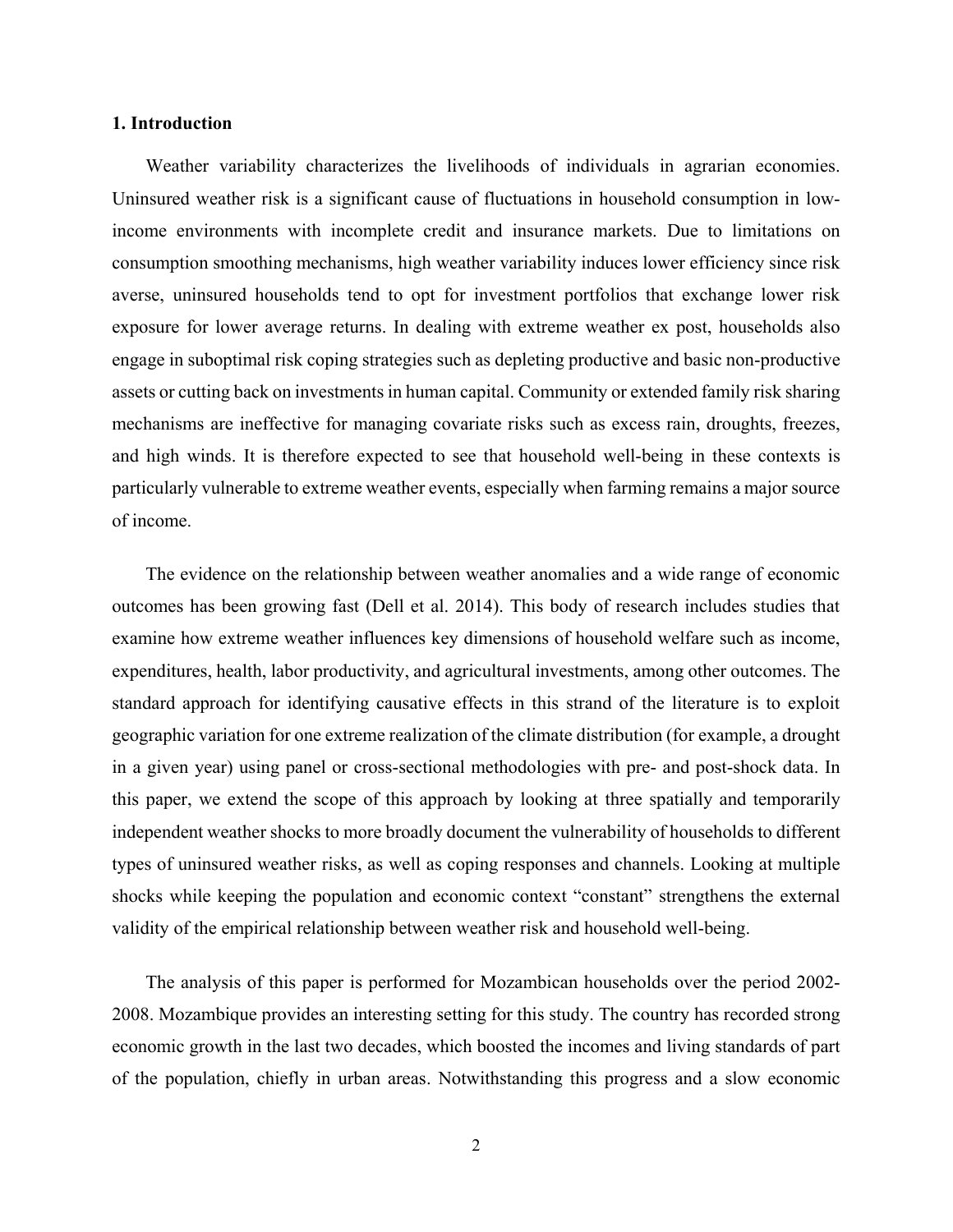## 1. Introduction

Weather variability characterizes the livelihoods of individuals in agrarian economies. Uninsured weather risk is a significant cause of fluctuations in household consumption in low-income environments with incomplete credit and insurance markets. Due to limitations on consumption smoothing mechanisms, high weather variability induces lower efficiency since risk averse, uninsured households tend to opt for investment portfolios that exchange lower risk exposure for lower average returns. In dealing with extreme weather ex post, households also engage in suboptimal risk coping strategies such as depleting productive and basic non-productive assets or cutting back on investments in human capital. Community or extended family risk sharing mechanisms are ineffective for managing covariate risks such as excess rain, droughts, freezes, and high winds. It is therefore expected to see that household well-being in these contexts is particularly vulnerable to extreme weather events, especially when farming remains a major source of income.

The evidence on the relationship between weather anomalies and a wide range of economic outcomes has been growing fast (Dell et al. 2014). This body of research includes studies that examine how extreme weather influences key dimensions of household welfare such as income, expenditures, health, labor productivity, and agricultural investments, among other outcomes. The standard approach for identifying causative effects in this strand of the literature is to exploit geographic variation for one extreme realization of the climate distribution (for example, a drought in a given year) using panel or cross-sectional methodologies with pre- and post-shock data. In this paper, we extend the scope of this approach by looking at three spatially and temporarily independent weather shocks to more broadly document the vulnerability of households to different types of uninsured weather risks, as well as coping responses and channels. Looking at multiple shocks while keeping the population and economic context "constant" strengthens the external validity of the empirical relationship between weather risk and household well-being.

The analysis of this paper is performed for Mozambican households over the period 2002-2008. Mozambique provides an interesting setting for this study. The country has recorded strong economic growth in the last two decades, which boosted the incomes and living standards of part of the population, chiefly in urban areas. Notwithstanding this progress and a slow economic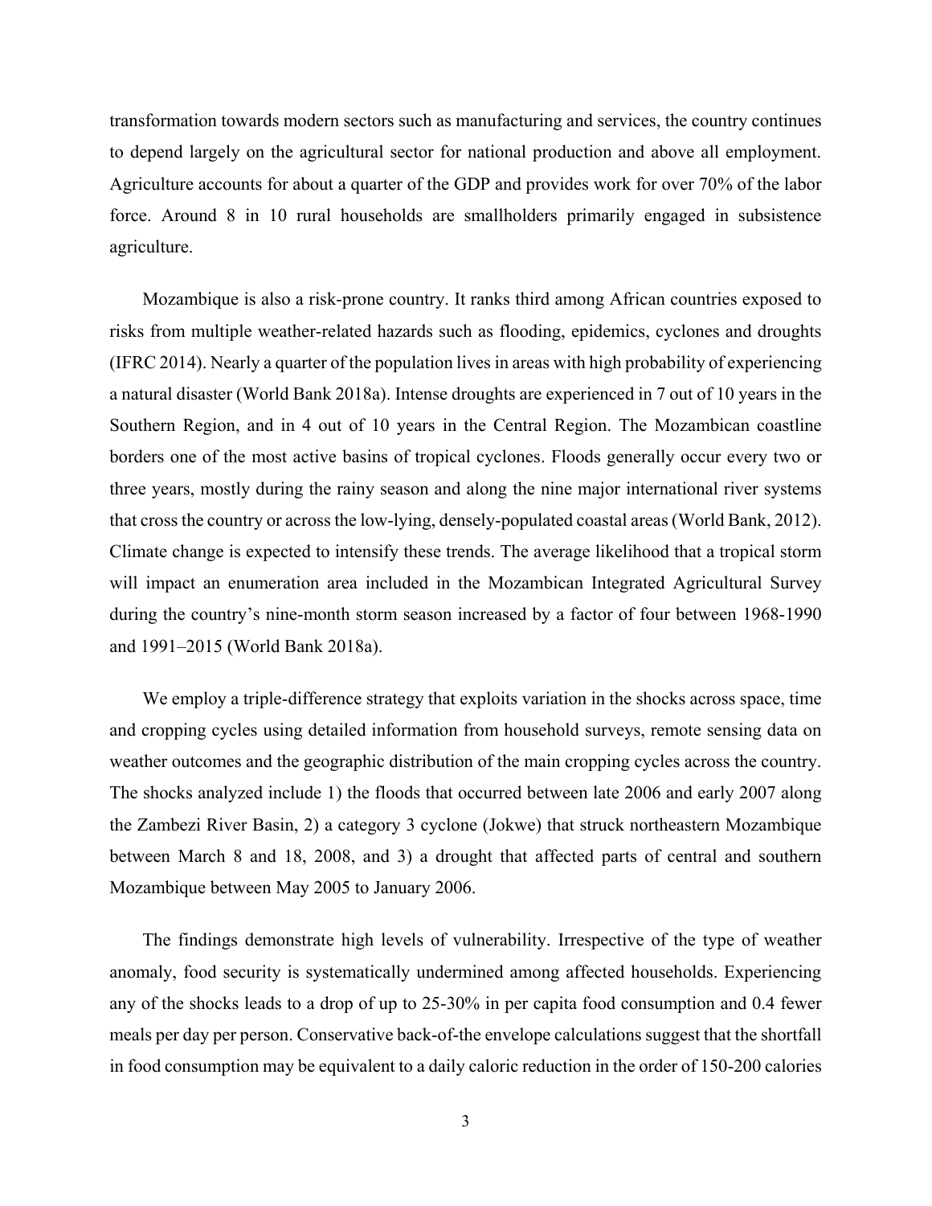transformation towards modern sectors such as manufacturing and services, the country continues to depend largely on the agricultural sector for national production and above all employment. Agriculture accounts for about a quarter of the GDP and provides work for over 70% of the labor force. Around 8 in 10 rural households are smallholders primarily engaged in subsistence agriculture.

Mozambique is also a risk-prone country. It ranks third among African countries exposed to risks from multiple weather-related hazards such as flooding, epidemics, cyclones and droughts (IFRC 2014). Nearly a quarter of the population lives in areas with high probability of experiencing a natural disaster (World Bank 2018a). Intense droughts are experienced in 7 out of 10 years in the Southern Region, and in 4 out of 10 years in the Central Region. The Mozambican coastline borders one of the most active basins of tropical cyclones. Floods generally occur every two or three years, mostly during the rainy season and along the nine major international river systems that cross the country or across the low-lying, densely-populated coastal areas (World Bank, 2012). Climate change is expected to intensify these trends. The average likelihood that a tropical storm will impact an enumeration area included in the Mozambican Integrated Agricultural Survey during the country's nine-month storm season increased by a factor of four between 1968-1990 and 1991–2015 (World Bank 2018a).

We employ a triple-difference strategy that exploits variation in the shocks across space, time and cropping cycles using detailed information from household surveys, remote sensing data on weather outcomes and the geographic distribution of the main cropping cycles across the country. The shocks analyzed include 1) the floods that occurred between late 2006 and early 2007 along the Zambezi River Basin, 2) a category 3 cyclone (Jokwe) that struck northeastern Mozambique between March 8 and 18, 2008, and 3) a drought that affected parts of central and southern Mozambique between May 2005 to January 2006.

The findings demonstrate high levels of vulnerability. Irrespective of the type of weather anomaly, food security is systematically undermined among affected households. Experiencing any of the shocks leads to a drop of up to 25-30% in per capita food consumption and 0.4 fewer meals per day per person. Conservative back-of-the envelope calculations suggest that the shortfall in food consumption may be equivalent to a daily caloric reduction in the order of 150-200 calories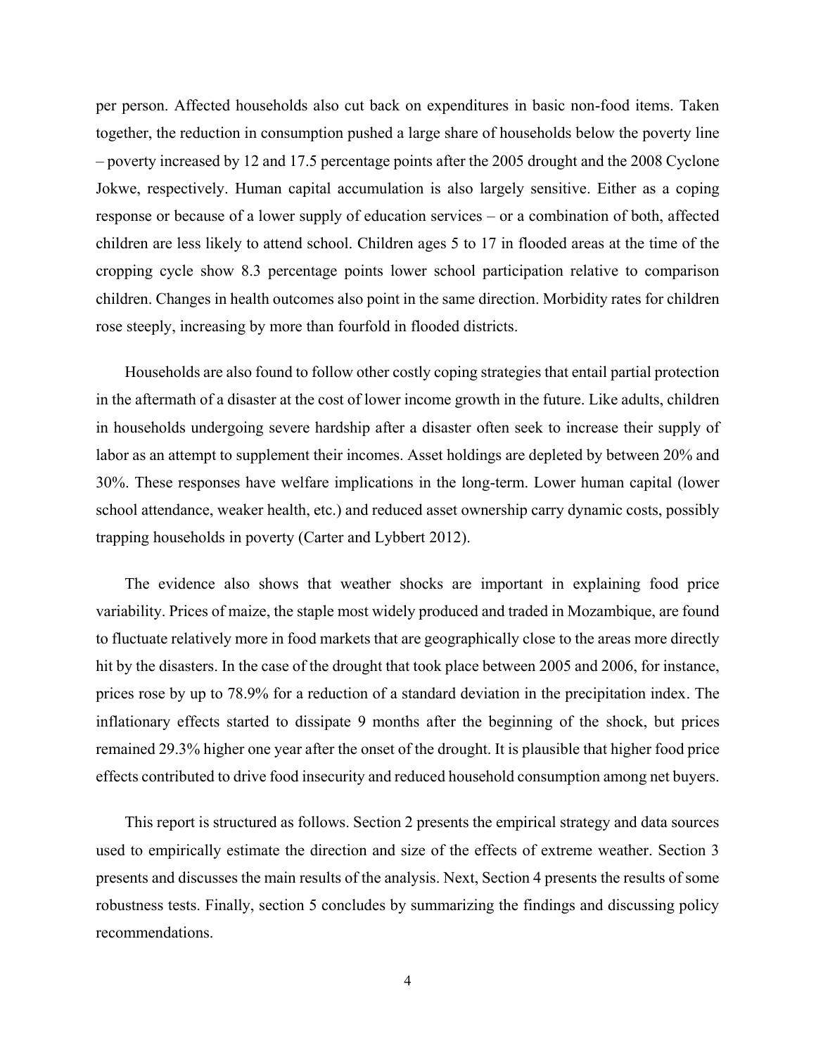per person. Affected households also cut back on expenditures in basic non-food items. Taken together, the reduction in consumption pushed a large share of households below the poverty line – poverty increased by 12 and 17.5 percentage points after the 2005 drought and the 2008 Cyclone Jokwe, respectively. Human capital accumulation is also largely sensitive. Either as a coping response or because of a lower supply of education services – or a combination of both, affected children are less likely to attend school. Children ages 5 to 17 in flooded areas at the time of the cropping cycle show 8.3 percentage points lower school participation relative to comparison children. Changes in health outcomes also point in the same direction. Morbidity rates for children rose steeply, increasing by more than fourfold in flooded districts.

Households are also found to follow other costly coping strategies that entail partial protection in the aftermath of a disaster at the cost of lower income growth in the future. Like adults, children in households undergoing severe hardship after a disaster often seek to increase their supply of labor as an attempt to supplement their incomes. Asset holdings are depleted by between 20% and 30%. These responses have welfare implications in the long-term. Lower human capital (lower school attendance, weaker health, etc.) and reduced asset ownership carry dynamic costs, possibly trapping households in poverty (Carter and Lybbert 2012).

The evidence also shows that weather shocks are important in explaining food price variability. Prices of maize, the staple most widely produced and traded in Mozambique, are found to fluctuate relatively more in food markets that are geographically close to the areas more directly hit by the disasters. In the case of the drought that took place between 2005 and 2006, for instance, prices rose by up to 78.9% for a reduction of a standard deviation in the precipitation index. The inflationary effects started to dissipate 9 months after the beginning of the shock, but prices remained 29.3% higher one year after the onset of the drought. It is plausible that higher food price effects contributed to drive food insecurity and reduced household consumption among net buyers.

This report is structured as follows. Section 2 presents the empirical strategy and data sources used to empirically estimate the direction and size of the effects of extreme weather. Section 3 presents and discusses the main results of the analysis. Next, Section 4 presents the results of some robustness tests. Finally, section 5 concludes by summarizing the findings and discussing policy recommendations.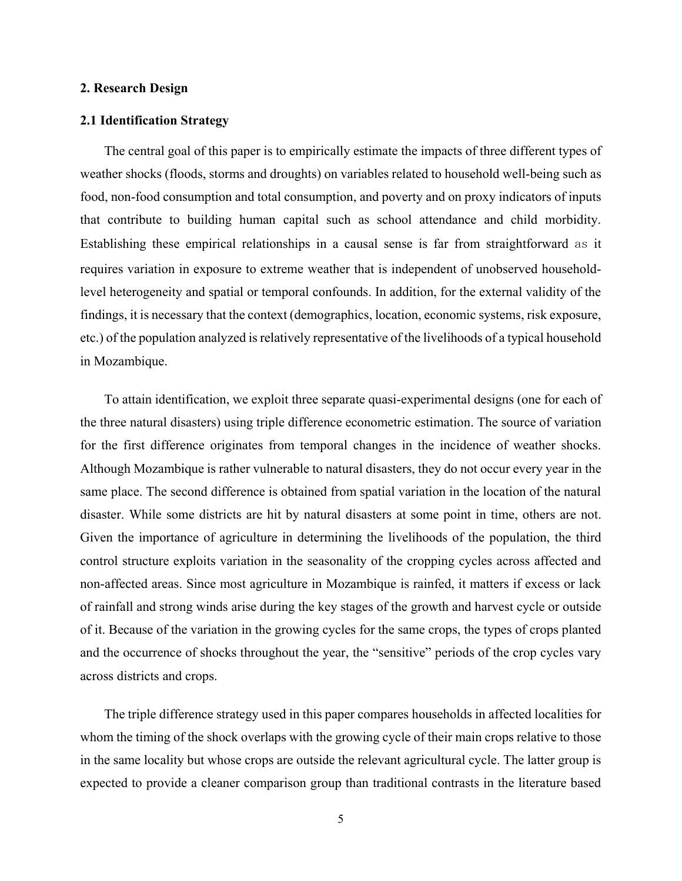## 2. Research Design

### 2.1 Identification Strategy

The central goal of this paper is to empirically estimate the impacts of three different types of weather shocks (floods, storms and droughts) on variables related to household well-being such as food, non-food consumption and total consumption, and poverty and on proxy indicators of inputs that contribute to building human capital such as school attendance and child morbidity. Establishing these empirical relationships in a causal sense is far from straightforward as it requires variation in exposure to extreme weather that is independent of unobserved household-level heterogeneity and spatial or temporal confounds. In addition, for the external validity of the findings, it is necessary that the context (demographics, location, economic systems, risk exposure, etc.) of the population analyzed is relatively representative of the livelihoods of a typical household in Mozambique.

To attain identification, we exploit three separate quasi-experimental designs (one for each of the three natural disasters) using triple difference econometric estimation. The source of variation for the first difference originates from temporal changes in the incidence of weather shocks. Although Mozambique is rather vulnerable to natural disasters, they do not occur every year in the same place. The second difference is obtained from spatial variation in the location of the natural disaster. While some districts are hit by natural disasters at some point in time, others are not. Given the importance of agriculture in determining the livelihoods of the population, the third control structure exploits variation in the seasonality of the cropping cycles across affected and non-affected areas. Since most agriculture in Mozambique is rainfed, it matters if excess or lack of rainfall and strong winds arise during the key stages of the growth and harvest cycle or outside of it. Because of the variation in the growing cycles for the same crops, the types of crops planted and the occurrence of shocks throughout the year, the "sensitive" periods of the crop cycles vary across districts and crops.

The triple difference strategy used in this paper compares households in affected localities for whom the timing of the shock overlaps with the growing cycle of their main crops relative to those in the same locality but whose crops are outside the relevant agricultural cycle. The latter group is expected to provide a cleaner comparison group than traditional contrasts in the literature based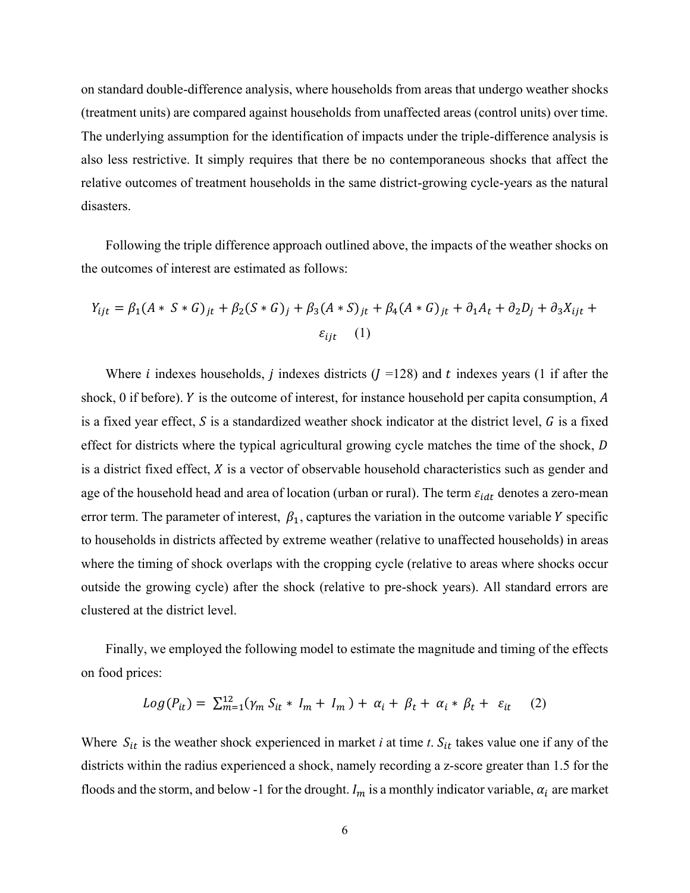on standard double-difference analysis, where households from areas that undergo weather shocks (treatment units) are compared against households from unaffected areas (control units) over time. The underlying assumption for the identification of impacts under the triple-difference analysis is also less restrictive. It simply requires that there be no contemporaneous shocks that affect the relative outcomes of treatment households in the same district-growing cycle-years as the natural disasters.

Following the triple difference approach outlined above, the impacts of the weather shocks on the outcomes of interest are estimated as follows:

$$Y_{ijt} = \beta_1 (A * S * G)_{jt} + \beta_2 (S * G)_j + \beta_3 (A * S)_{jt} + \beta_4 (A * G)_{jt} + \partial_1 A_t + \partial_2 D_j + \partial_3 X_{ijt} + \varepsilon_{ijt} \quad (1)$$

Where $i$ indexes households, $j$ indexes districts ($J$ =128) and $t$ indexes years (1 if after the shock, 0 if before). $Y$ is the outcome of interest, for instance household per capita consumption, $A$ is a fixed year effect, $S$ is a standardized weather shock indicator at the district level, $G$ is a fixed effect for districts where the typical agricultural growing cycle matches the time of the shock, $D$ is a district fixed effect, $X$ is a vector of observable household characteristics such as gender and age of the household head and area of location (urban or rural). The term $\varepsilon_{idt}$ denotes a zero-mean error term. The parameter of interest, $\beta_1$, captures the variation in the outcome variable $Y$ specific to households in districts affected by extreme weather (relative to unaffected households) in areas where the timing of shock overlaps with the cropping cycle (relative to areas where shocks occur outside the growing cycle) after the shock (relative to pre-shock years). All standard errors are clustered at the district level.

Finally, we employed the following model to estimate the magnitude and timing of the effects on food prices:

$$Log(P_{it}) = \sum_{m=1}^{12} (\gamma_m \, S_{it} * I_m + I_m) + \alpha_i + \beta_t + \alpha_i * \beta_t + \varepsilon_{it} \quad (2)$$

Where $S_{it}$ is the weather shock experienced in market *i* at time *t*. $S_{it}$ takes value one if any of the districts within the radius experienced a shock, namely recording a z-score greater than 1.5 for the floods and the storm, and below -1 for the drought. $I_m$ is a monthly indicator variable, $\alpha_i$ are market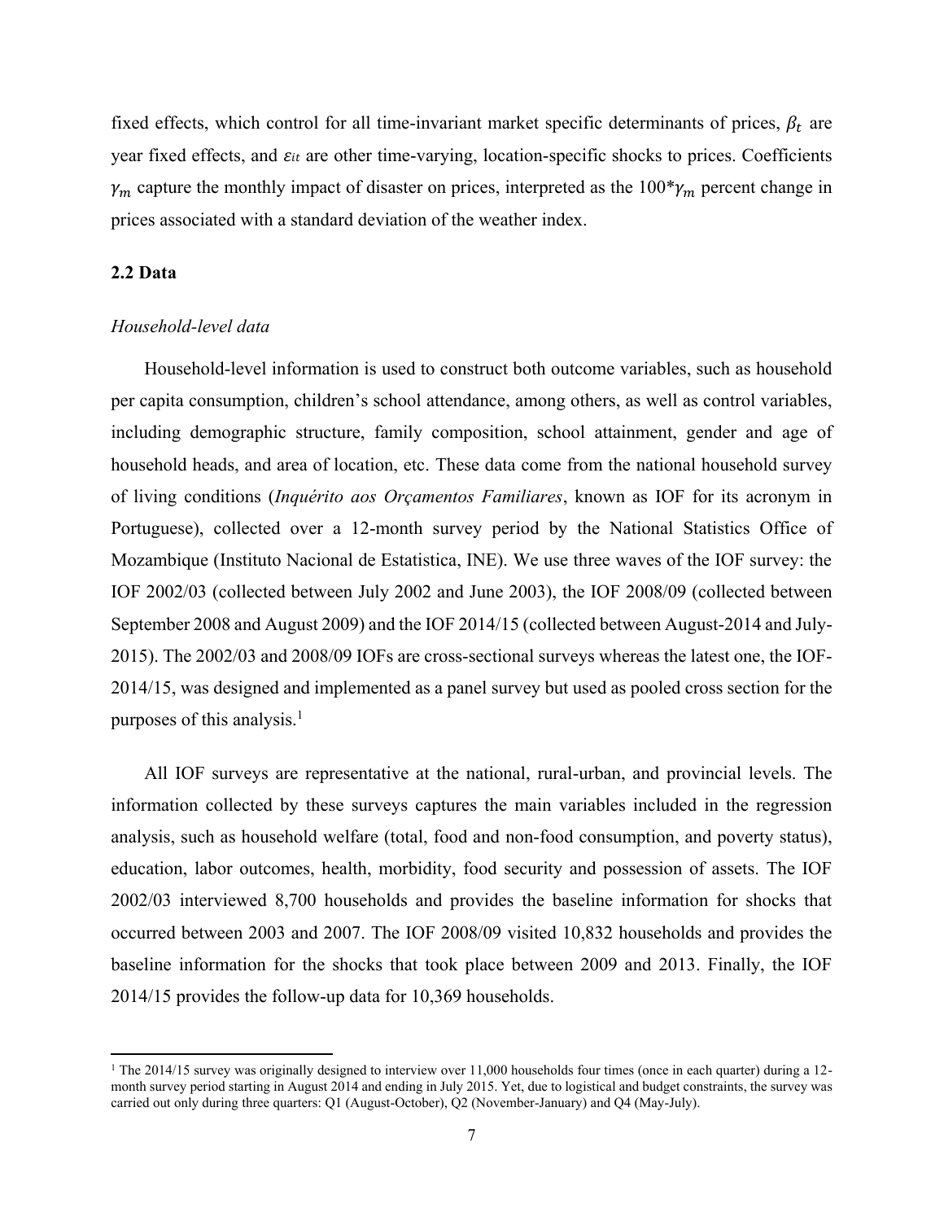fixed effects, which control for all time-invariant market specific determinants of prices, $\beta_t$ are year fixed effects, and $\varepsilon_{it}$ are other time-varying, location-specific shocks to prices. Coefficients $\gamma_m$ capture the monthly impact of disaster on prices, interpreted as the $100^*\gamma_m$ percent change in prices associated with a standard deviation of the weather index.

### 2.2 Data

*Household-level data*

Household-level information is used to construct both outcome variables, such as household per capita consumption, children's school attendance, among others, as well as control variables, including demographic structure, family composition, school attainment, gender and age of household heads, and area of location, etc. These data come from the national household survey of living conditions (*Inquérito aos Orçamentos Familiares*, known as IOF for its acronym in Portuguese), collected over a 12-month survey period by the National Statistics Office of Mozambique (Instituto Nacional de Estatistica, INE). We use three waves of the IOF survey: the IOF 2002/03 (collected between July 2002 and June 2003), the IOF 2008/09 (collected between September 2008 and August 2009) and the IOF 2014/15 (collected between August-2014 and July-2015). The 2002/03 and 2008/09 IOFs are cross-sectional surveys whereas the latest one, the IOF-2014/15, was designed and implemented as a panel survey but used as pooled cross section for the purposes of this analysis.[1]

All IOF surveys are representative at the national, rural-urban, and provincial levels. The information collected by these surveys captures the main variables included in the regression analysis, such as household welfare (total, food and non-food consumption, and poverty status), education, labor outcomes, health, morbidity, food security and possession of assets. The IOF 2002/03 interviewed 8,700 households and provides the baseline information for shocks that occurred between 2003 and 2007. The IOF 2008/09 visited 10,832 households and provides the baseline information for the shocks that took place between 2009 and 2013. Finally, the IOF 2014/15 provides the follow-up data for 10,369 households.

[1] The 2014/15 survey was originally designed to interview over 11,000 households four times (once in each quarter) during a 12-month survey period starting in August 2014 and ending in July 2015. Yet, due to logistical and budget constraints, the survey was carried out only during three quarters: Q1 (August-October), Q2 (November-January) and Q4 (May-July).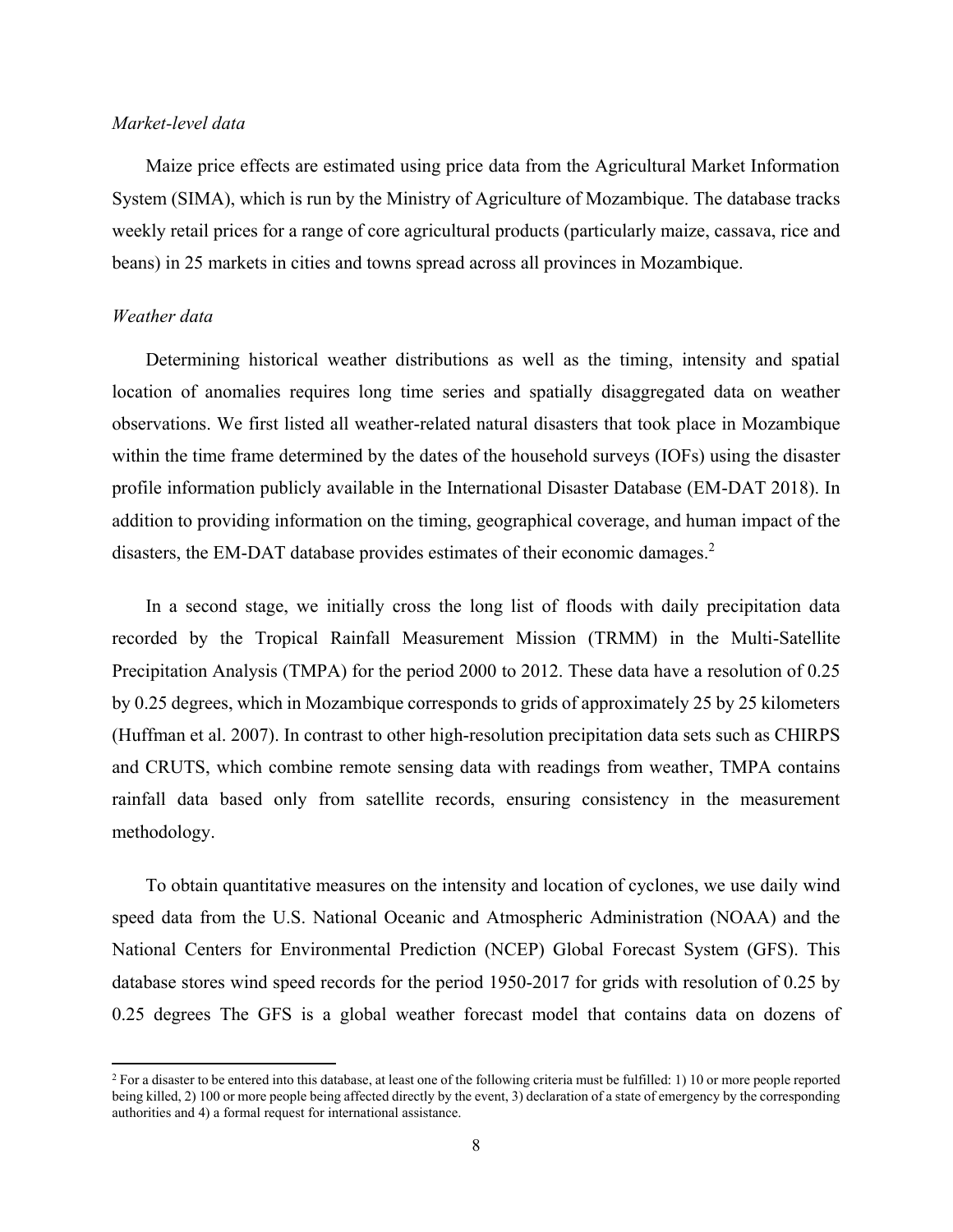*Market-level data*

Maize price effects are estimated using price data from the Agricultural Market Information System (SIMA), which is run by the Ministry of Agriculture of Mozambique. The database tracks weekly retail prices for a range of core agricultural products (particularly maize, cassava, rice and beans) in 25 markets in cities and towns spread across all provinces in Mozambique.

*Weather data*

Determining historical weather distributions as well as the timing, intensity and spatial location of anomalies requires long time series and spatially disaggregated data on weather observations. We first listed all weather-related natural disasters that took place in Mozambique within the time frame determined by the dates of the household surveys (IOFs) using the disaster profile information publicly available in the International Disaster Database (EM-DAT 2018). In addition to providing information on the timing, geographical coverage, and human impact of the disasters, the EM-DAT database provides estimates of their economic damages.[2]

In a second stage, we initially cross the long list of floods with daily precipitation data recorded by the Tropical Rainfall Measurement Mission (TRMM) in the Multi-Satellite Precipitation Analysis (TMPA) for the period 2000 to 2012. These data have a resolution of 0.25 by 0.25 degrees, which in Mozambique corresponds to grids of approximately 25 by 25 kilometers (Huffman et al. 2007). In contrast to other high-resolution precipitation data sets such as CHIRPS and CRUTS, which combine remote sensing data with readings from weather, TMPA contains rainfall data based only from satellite records, ensuring consistency in the measurement methodology.

To obtain quantitative measures on the intensity and location of cyclones, we use daily wind speed data from the U.S. National Oceanic and Atmospheric Administration (NOAA) and the National Centers for Environmental Prediction (NCEP) Global Forecast System (GFS). This database stores wind speed records for the period 1950-2017 for grids with resolution of 0.25 by 0.25 degrees The GFS is a global weather forecast model that contains data on dozens of

[2] For a disaster to be entered into this database, at least one of the following criteria must be fulfilled: 1) 10 or more people reported being killed, 2) 100 or more people being affected directly by the event, 3) declaration of a state of emergency by the corresponding authorities and 4) a formal request for international assistance.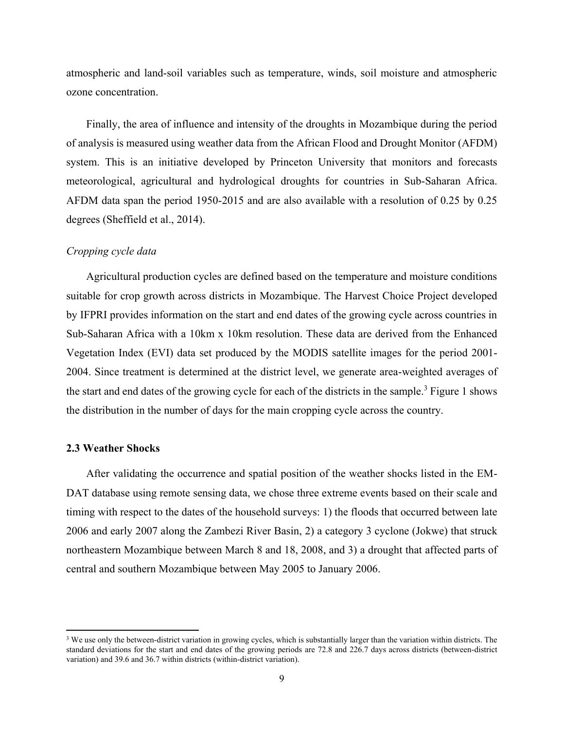atmospheric and land-soil variables such as temperature, winds, soil moisture and atmospheric ozone concentration.

Finally, the area of influence and intensity of the droughts in Mozambique during the period of analysis is measured using weather data from the African Flood and Drought Monitor (AFDM) system. This is an initiative developed by Princeton University that monitors and forecasts meteorological, agricultural and hydrological droughts for countries in Sub-Saharan Africa. AFDM data span the period 1950-2015 and are also available with a resolution of 0.25 by 0.25 degrees (Sheffield et al., 2014).

*Cropping cycle data*

Agricultural production cycles are defined based on the temperature and moisture conditions suitable for crop growth across districts in Mozambique. The Harvest Choice Project developed by IFPRI provides information on the start and end dates of the growing cycle across countries in Sub-Saharan Africa with a 10km x 10km resolution. These data are derived from the Enhanced Vegetation Index (EVI) data set produced by the MODIS satellite images for the period 2001-2004. Since treatment is determined at the district level, we generate area-weighted averages of the start and end dates of the growing cycle for each of the districts in the sample.[3] Figure 1 shows the distribution in the number of days for the main cropping cycle across the country.

### 2.3 Weather Shocks

After validating the occurrence and spatial position of the weather shocks listed in the EM-DAT database using remote sensing data, we chose three extreme events based on their scale and timing with respect to the dates of the household surveys: 1) the floods that occurred between late 2006 and early 2007 along the Zambezi River Basin, 2) a category 3 cyclone (Jokwe) that struck northeastern Mozambique between March 8 and 18, 2008, and 3) a drought that affected parts of central and southern Mozambique between May 2005 to January 2006.

[3] We use only the between-district variation in growing cycles, which is substantially larger than the variation within districts. The standard deviations for the start and end dates of the growing periods are 72.8 and 226.7 days across districts (between-district variation) and 39.6 and 36.7 within districts (within-district variation).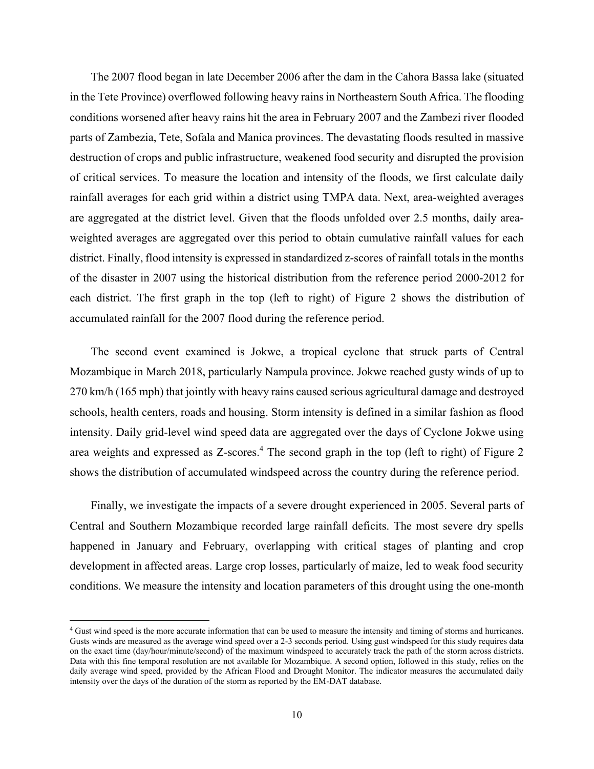The 2007 flood began in late December 2006 after the dam in the Cahora Bassa lake (situated in the Tete Province) overflowed following heavy rains in Northeastern South Africa. The flooding conditions worsened after heavy rains hit the area in February 2007 and the Zambezi river flooded parts of Zambezia, Tete, Sofala and Manica provinces. The devastating floods resulted in massive destruction of crops and public infrastructure, weakened food security and disrupted the provision of critical services. To measure the location and intensity of the floods, we first calculate daily rainfall averages for each grid within a district using TMPA data. Next, area-weighted averages are aggregated at the district level. Given that the floods unfolded over 2.5 months, daily area-weighted averages are aggregated over this period to obtain cumulative rainfall values for each district. Finally, flood intensity is expressed in standardized z-scores of rainfall totals in the months of the disaster in 2007 using the historical distribution from the reference period 2000-2012 for each district. The first graph in the top (left to right) of Figure 2 shows the distribution of accumulated rainfall for the 2007 flood during the reference period.

The second event examined is Jokwe, a tropical cyclone that struck parts of Central Mozambique in March 2018, particularly Nampula province. Jokwe reached gusty winds of up to 270 km/h (165 mph) that jointly with heavy rains caused serious agricultural damage and destroyed schools, health centers, roads and housing. Storm intensity is defined in a similar fashion as flood intensity. Daily grid-level wind speed data are aggregated over the days of Cyclone Jokwe using area weights and expressed as Z-scores.[4] The second graph in the top (left to right) of Figure 2 shows the distribution of accumulated windspeed across the country during the reference period.

Finally, we investigate the impacts of a severe drought experienced in 2005. Several parts of Central and Southern Mozambique recorded large rainfall deficits. The most severe dry spells happened in January and February, overlapping with critical stages of planting and crop development in affected areas. Large crop losses, particularly of maize, led to weak food security conditions. We measure the intensity and location parameters of this drought using the one-month

[4] Gust wind speed is the more accurate information that can be used to measure the intensity and timing of storms and hurricanes. Gusts winds are measured as the average wind speed over a 2-3 seconds period. Using gust windspeed for this study requires data on the exact time (day/hour/minute/second) of the maximum windspeed to accurately track the path of the storm across districts. Data with this fine temporal resolution are not available for Mozambique. A second option, followed in this study, relies on the daily average wind speed, provided by the African Flood and Drought Monitor. The indicator measures the accumulated daily intensity over the days of the duration of the storm as reported by the EM-DAT database.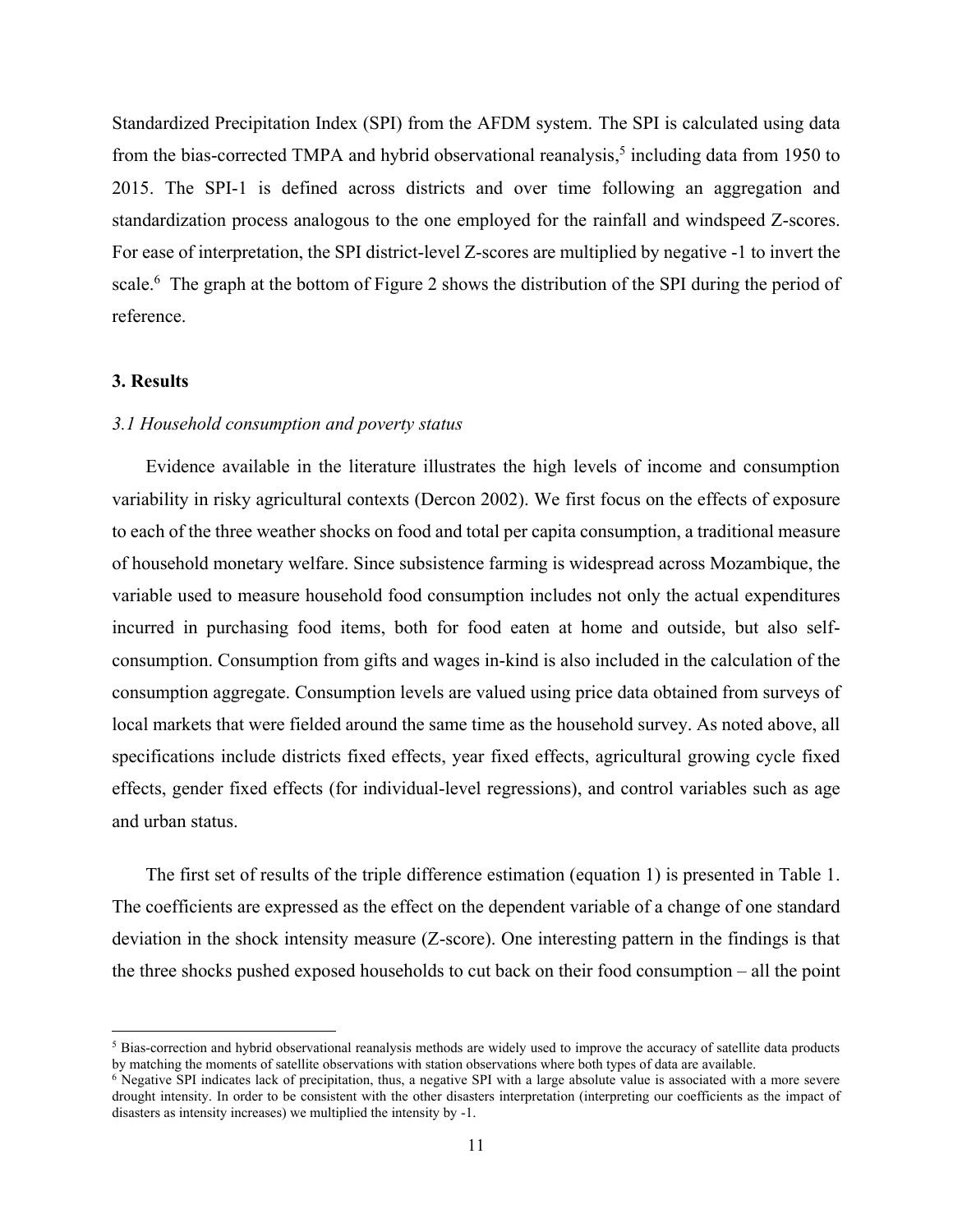Standardized Precipitation Index (SPI) from the AFDM system. The SPI is calculated using data from the bias-corrected TMPA and hybrid observational reanalysis,[5] including data from 1950 to 2015. The SPI-1 is defined across districts and over time following an aggregation and standardization process analogous to the one employed for the rainfall and windspeed Z-scores. For ease of interpretation, the SPI district-level Z-scores are multiplied by negative -1 to invert the scale.[6] The graph at the bottom of Figure 2 shows the distribution of the SPI during the period of reference.

### 3. Results

#### *3.1 Household consumption and poverty status*

Evidence available in the literature illustrates the high levels of income and consumption variability in risky agricultural contexts (Dercon 2002). We first focus on the effects of exposure to each of the three weather shocks on food and total per capita consumption, a traditional measure of household monetary welfare. Since subsistence farming is widespread across Mozambique, the variable used to measure household food consumption includes not only the actual expenditures incurred in purchasing food items, both for food eaten at home and outside, but also self-consumption. Consumption from gifts and wages in-kind is also included in the calculation of the consumption aggregate. Consumption levels are valued using price data obtained from surveys of local markets that were fielded around the same time as the household survey. As noted above, all specifications include districts fixed effects, year fixed effects, agricultural growing cycle fixed effects, gender fixed effects (for individual-level regressions), and control variables such as age and urban status.

The first set of results of the triple difference estimation (equation 1) is presented in Table 1. The coefficients are expressed as the effect on the dependent variable of a change of one standard deviation in the shock intensity measure (Z-score). One interesting pattern in the findings is that the three shocks pushed exposed households to cut back on their food consumption – all the point

---

[5] Bias-correction and hybrid observational reanalysis methods are widely used to improve the accuracy of satellite data products by matching the moments of satellite observations with station observations where both types of data are available.

[6] Negative SPI indicates lack of precipitation, thus, a negative SPI with a large absolute value is associated with a more severe drought intensity. In order to be consistent with the other disasters interpretation (interpreting our coefficients as the impact of disasters as intensity increases) we multiplied the intensity by -1.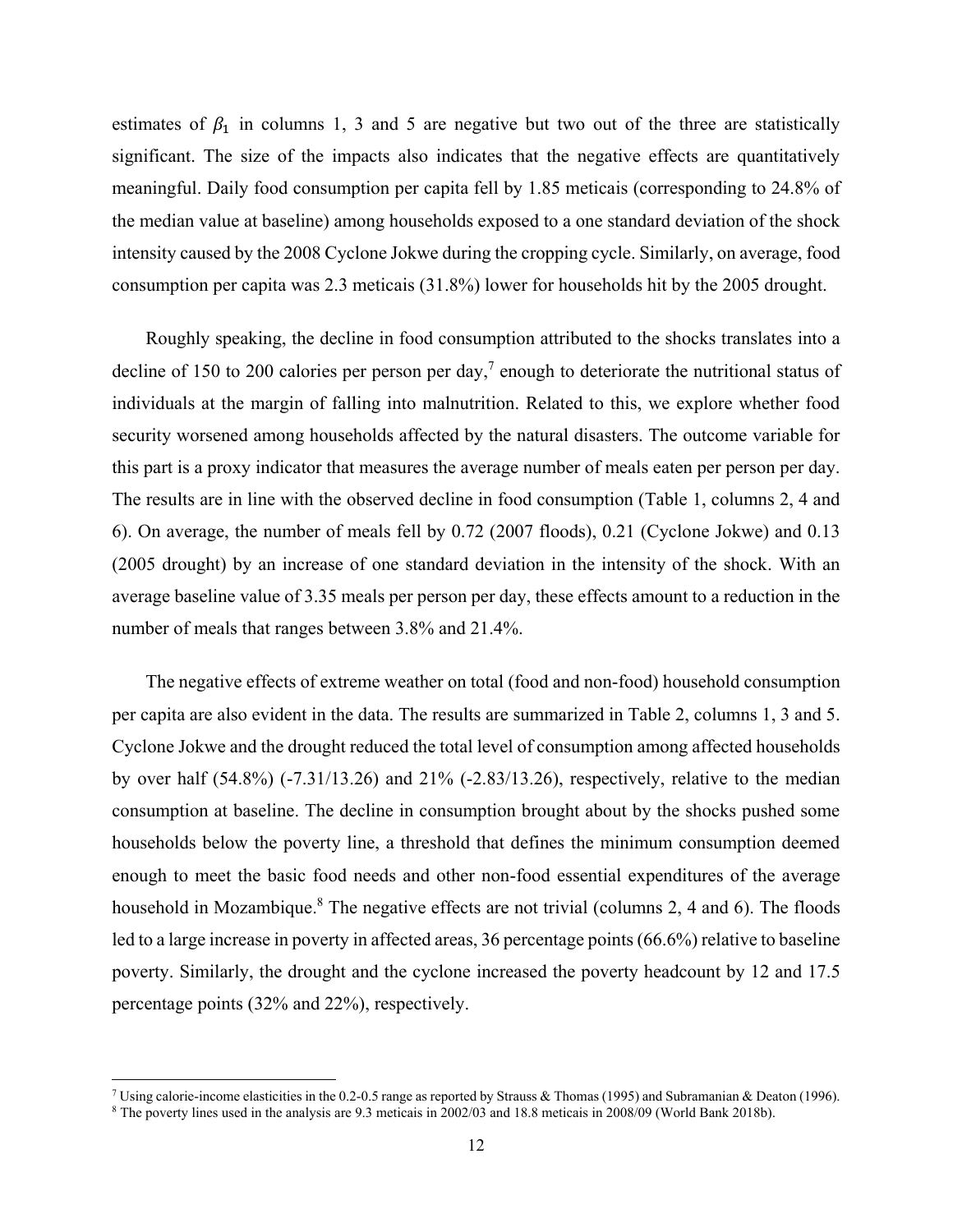estimates of $\beta_1$ in columns 1, 3 and 5 are negative but two out of the three are statistically significant. The size of the impacts also indicates that the negative effects are quantitatively meaningful. Daily food consumption per capita fell by 1.85 meticais (corresponding to 24.8% of the median value at baseline) among households exposed to a one standard deviation of the shock intensity caused by the 2008 Cyclone Jokwe during the cropping cycle. Similarly, on average, food consumption per capita was 2.3 meticais (31.8%) lower for households hit by the 2005 drought.

Roughly speaking, the decline in food consumption attributed to the shocks translates into a decline of 150 to 200 calories per person per day,[7] enough to deteriorate the nutritional status of individuals at the margin of falling into malnutrition. Related to this, we explore whether food security worsened among households affected by the natural disasters. The outcome variable for this part is a proxy indicator that measures the average number of meals eaten per person per day. The results are in line with the observed decline in food consumption (Table 1, columns 2, 4 and 6). On average, the number of meals fell by 0.72 (2007 floods), 0.21 (Cyclone Jokwe) and 0.13 (2005 drought) by an increase of one standard deviation in the intensity of the shock. With an average baseline value of 3.35 meals per person per day, these effects amount to a reduction in the number of meals that ranges between 3.8% and 21.4%.

The negative effects of extreme weather on total (food and non-food) household consumption per capita are also evident in the data. The results are summarized in Table 2, columns 1, 3 and 5. Cyclone Jokwe and the drought reduced the total level of consumption among affected households by over half (54.8%) (-7.31/13.26) and 21% (-2.83/13.26), respectively, relative to the median consumption at baseline. The decline in consumption brought about by the shocks pushed some households below the poverty line, a threshold that defines the minimum consumption deemed enough to meet the basic food needs and other non-food essential expenditures of the average household in Mozambique.[8] The negative effects are not trivial (columns 2, 4 and 6). The floods led to a large increase in poverty in affected areas, 36 percentage points (66.6%) relative to baseline poverty. Similarly, the drought and the cyclone increased the poverty headcount by 12 and 17.5 percentage points (32% and 22%), respectively.

---

[7] Using calorie-income elasticities in the 0.2-0.5 range as reported by Strauss & Thomas (1995) and Subramanian & Deaton (1996).

[8] The poverty lines used in the analysis are 9.3 meticais in 2002/03 and 18.8 meticais in 2008/09 (World Bank 2018b).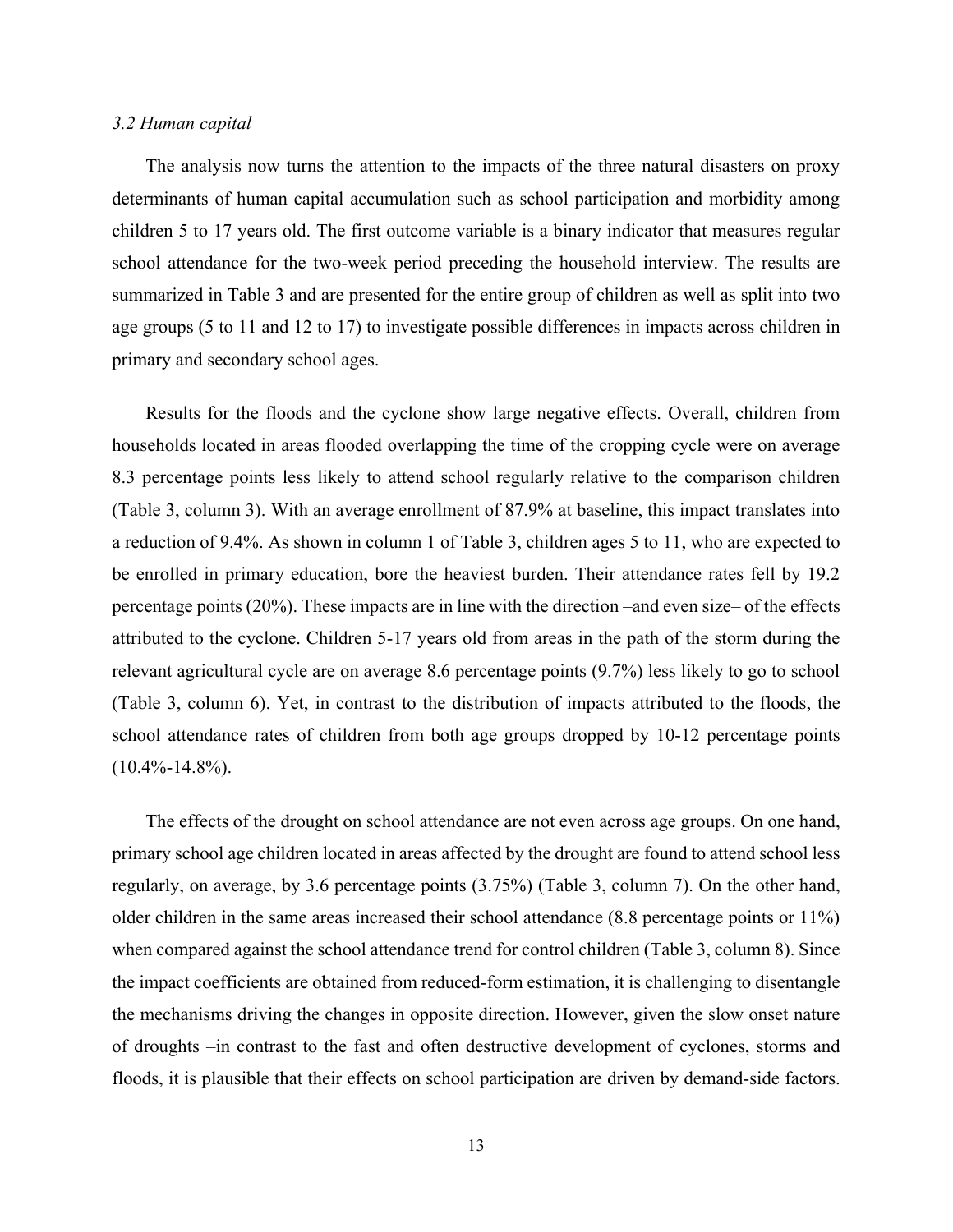### *3.2 Human capital*

The analysis now turns the attention to the impacts of the three natural disasters on proxy determinants of human capital accumulation such as school participation and morbidity among children 5 to 17 years old. The first outcome variable is a binary indicator that measures regular school attendance for the two-week period preceding the household interview. The results are summarized in Table 3 and are presented for the entire group of children as well as split into two age groups (5 to 11 and 12 to 17) to investigate possible differences in impacts across children in primary and secondary school ages.

Results for the floods and the cyclone show large negative effects. Overall, children from households located in areas flooded overlapping the time of the cropping cycle were on average 8.3 percentage points less likely to attend school regularly relative to the comparison children (Table 3, column 3). With an average enrollment of 87.9% at baseline, this impact translates into a reduction of 9.4%. As shown in column 1 of Table 3, children ages 5 to 11, who are expected to be enrolled in primary education, bore the heaviest burden. Their attendance rates fell by 19.2 percentage points (20%). These impacts are in line with the direction –and even size– of the effects attributed to the cyclone. Children 5-17 years old from areas in the path of the storm during the relevant agricultural cycle are on average 8.6 percentage points (9.7%) less likely to go to school (Table 3, column 6). Yet, in contrast to the distribution of impacts attributed to the floods, the school attendance rates of children from both age groups dropped by 10-12 percentage points (10.4%-14.8%).

The effects of the drought on school attendance are not even across age groups. On one hand, primary school age children located in areas affected by the drought are found to attend school less regularly, on average, by 3.6 percentage points (3.75%) (Table 3, column 7). On the other hand, older children in the same areas increased their school attendance (8.8 percentage points or 11%) when compared against the school attendance trend for control children (Table 3, column 8). Since the impact coefficients are obtained from reduced-form estimation, it is challenging to disentangle the mechanisms driving the changes in opposite direction. However, given the slow onset nature of droughts –in contrast to the fast and often destructive development of cyclones, storms and floods, it is plausible that their effects on school participation are driven by demand-side factors.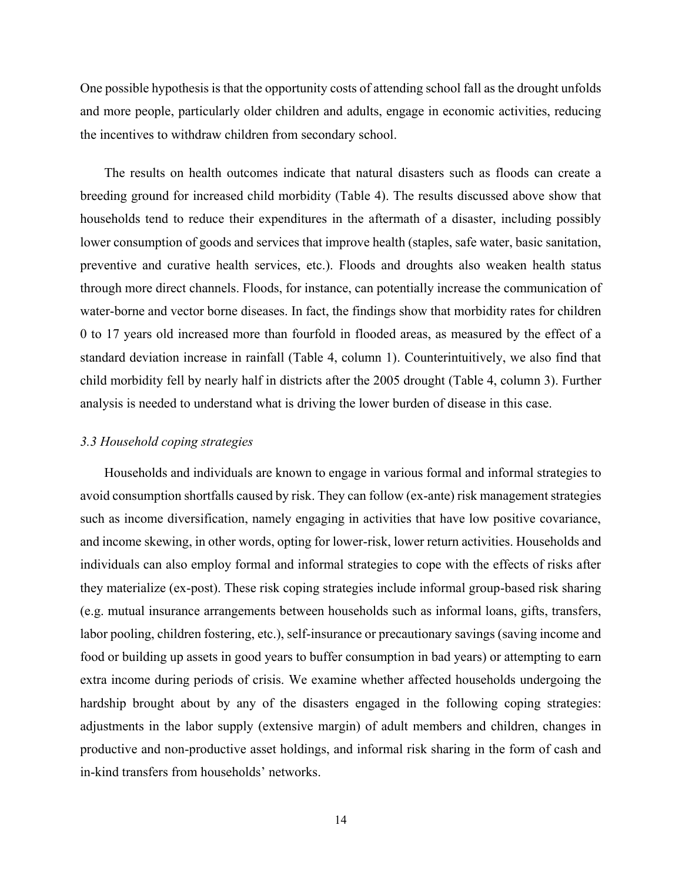One possible hypothesis is that the opportunity costs of attending school fall as the drought unfolds and more people, particularly older children and adults, engage in economic activities, reducing the incentives to withdraw children from secondary school.

The results on health outcomes indicate that natural disasters such as floods can create a breeding ground for increased child morbidity (Table 4). The results discussed above show that households tend to reduce their expenditures in the aftermath of a disaster, including possibly lower consumption of goods and services that improve health (staples, safe water, basic sanitation, preventive and curative health services, etc.). Floods and droughts also weaken health status through more direct channels. Floods, for instance, can potentially increase the communication of water-borne and vector borne diseases. In fact, the findings show that morbidity rates for children 0 to 17 years old increased more than fourfold in flooded areas, as measured by the effect of a standard deviation increase in rainfall (Table 4, column 1). Counterintuitively, we also find that child morbidity fell by nearly half in districts after the 2005 drought (Table 4, column 3). Further analysis is needed to understand what is driving the lower burden of disease in this case.

### *3.3 Household coping strategies*

Households and individuals are known to engage in various formal and informal strategies to avoid consumption shortfalls caused by risk. They can follow (ex-ante) risk management strategies such as income diversification, namely engaging in activities that have low positive covariance, and income skewing, in other words, opting for lower-risk, lower return activities. Households and individuals can also employ formal and informal strategies to cope with the effects of risks after they materialize (ex-post). These risk coping strategies include informal group-based risk sharing (e.g. mutual insurance arrangements between households such as informal loans, gifts, transfers, labor pooling, children fostering, etc.), self-insurance or precautionary savings (saving income and food or building up assets in good years to buffer consumption in bad years) or attempting to earn extra income during periods of crisis. We examine whether affected households undergoing the hardship brought about by any of the disasters engaged in the following coping strategies: adjustments in the labor supply (extensive margin) of adult members and children, changes in productive and non-productive asset holdings, and informal risk sharing in the form of cash and in-kind transfers from households' networks.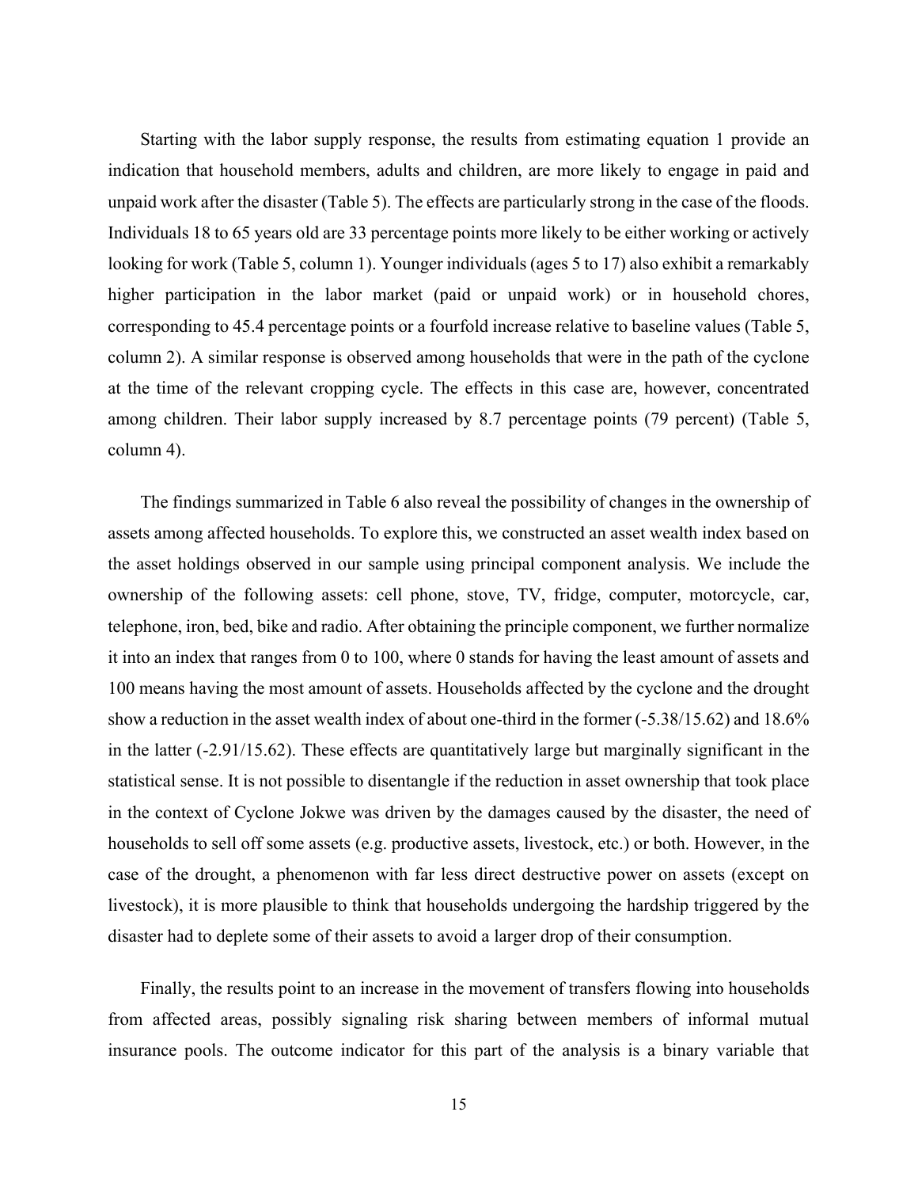Starting with the labor supply response, the results from estimating equation 1 provide an indication that household members, adults and children, are more likely to engage in paid and unpaid work after the disaster (Table 5). The effects are particularly strong in the case of the floods. Individuals 18 to 65 years old are 33 percentage points more likely to be either working or actively looking for work (Table 5, column 1). Younger individuals (ages 5 to 17) also exhibit a remarkably higher participation in the labor market (paid or unpaid work) or in household chores, corresponding to 45.4 percentage points or a fourfold increase relative to baseline values (Table 5, column 2). A similar response is observed among households that were in the path of the cyclone at the time of the relevant cropping cycle. The effects in this case are, however, concentrated among children. Their labor supply increased by 8.7 percentage points (79 percent) (Table 5, column 4).

The findings summarized in Table 6 also reveal the possibility of changes in the ownership of assets among affected households. To explore this, we constructed an asset wealth index based on the asset holdings observed in our sample using principal component analysis. We include the ownership of the following assets: cell phone, stove, TV, fridge, computer, motorcycle, car, telephone, iron, bed, bike and radio. After obtaining the principle component, we further normalize it into an index that ranges from 0 to 100, where 0 stands for having the least amount of assets and 100 means having the most amount of assets. Households affected by the cyclone and the drought show a reduction in the asset wealth index of about one-third in the former (-5.38/15.62) and 18.6% in the latter (-2.91/15.62). These effects are quantitatively large but marginally significant in the statistical sense. It is not possible to disentangle if the reduction in asset ownership that took place in the context of Cyclone Jokwe was driven by the damages caused by the disaster, the need of households to sell off some assets (e.g. productive assets, livestock, etc.) or both. However, in the case of the drought, a phenomenon with far less direct destructive power on assets (except on livestock), it is more plausible to think that households undergoing the hardship triggered by the disaster had to deplete some of their assets to avoid a larger drop of their consumption.

Finally, the results point to an increase in the movement of transfers flowing into households from affected areas, possibly signaling risk sharing between members of informal mutual insurance pools. The outcome indicator for this part of the analysis is a binary variable that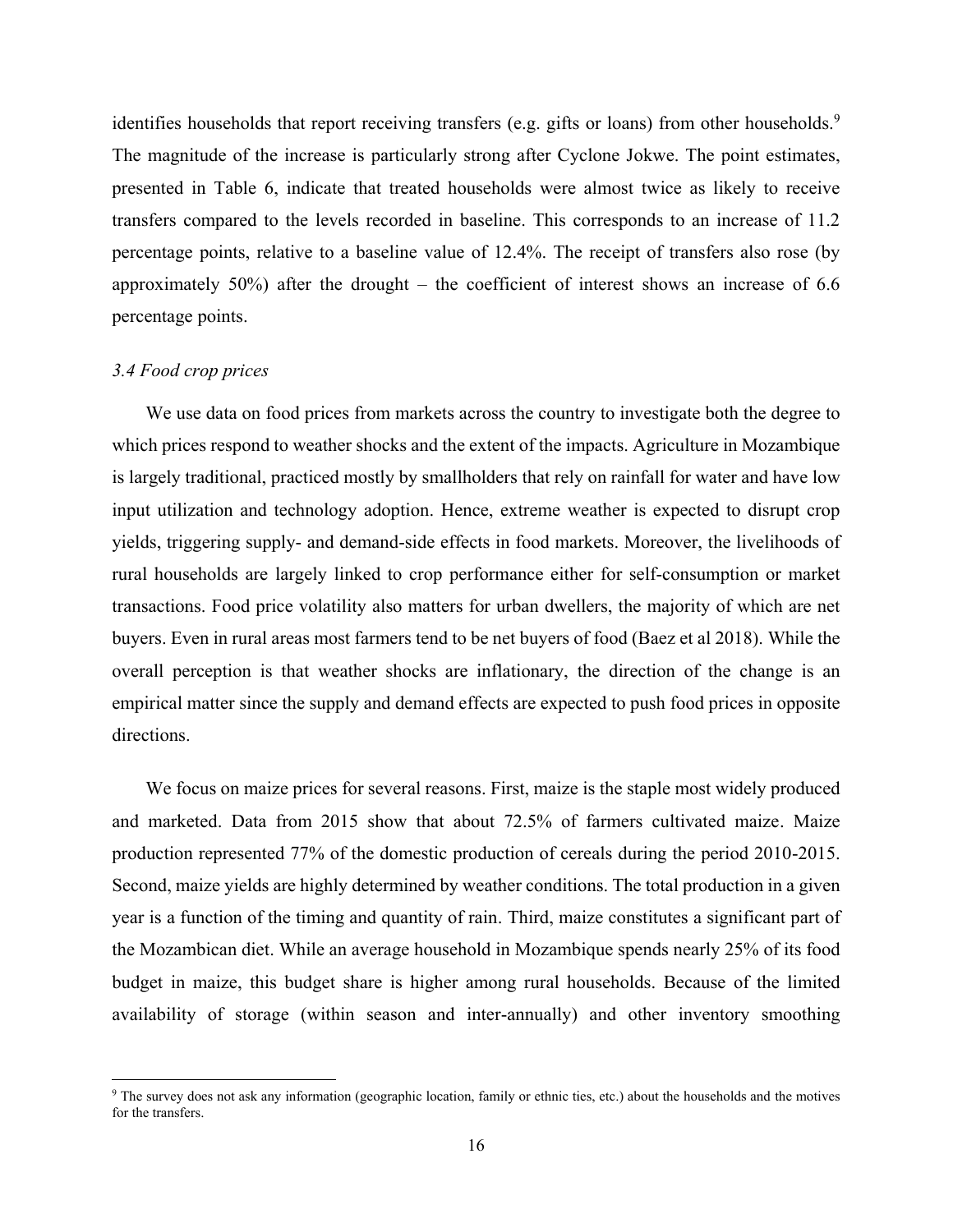identifies households that report receiving transfers (e.g. gifts or loans) from other households.[9] The magnitude of the increase is particularly strong after Cyclone Jokwe. The point estimates, presented in Table 6, indicate that treated households were almost twice as likely to receive transfers compared to the levels recorded in baseline. This corresponds to an increase of 11.2 percentage points, relative to a baseline value of 12.4%. The receipt of transfers also rose (by approximately 50%) after the drought – the coefficient of interest shows an increase of 6.6 percentage points.

### *3.4 Food crop prices*

We use data on food prices from markets across the country to investigate both the degree to which prices respond to weather shocks and the extent of the impacts. Agriculture in Mozambique is largely traditional, practiced mostly by smallholders that rely on rainfall for water and have low input utilization and technology adoption. Hence, extreme weather is expected to disrupt crop yields, triggering supply- and demand-side effects in food markets. Moreover, the livelihoods of rural households are largely linked to crop performance either for self-consumption or market transactions. Food price volatility also matters for urban dwellers, the majority of which are net buyers. Even in rural areas most farmers tend to be net buyers of food (Baez et al 2018). While the overall perception is that weather shocks are inflationary, the direction of the change is an empirical matter since the supply and demand effects are expected to push food prices in opposite directions.

We focus on maize prices for several reasons. First, maize is the staple most widely produced and marketed. Data from 2015 show that about 72.5% of farmers cultivated maize. Maize production represented 77% of the domestic production of cereals during the period 2010-2015. Second, maize yields are highly determined by weather conditions. The total production in a given year is a function of the timing and quantity of rain. Third, maize constitutes a significant part of the Mozambican diet. While an average household in Mozambique spends nearly 25% of its food budget in maize, this budget share is higher among rural households. Because of the limited availability of storage (within season and inter-annually) and other inventory smoothing

[9] The survey does not ask any information (geographic location, family or ethnic ties, etc.) about the households and the motives for the transfers.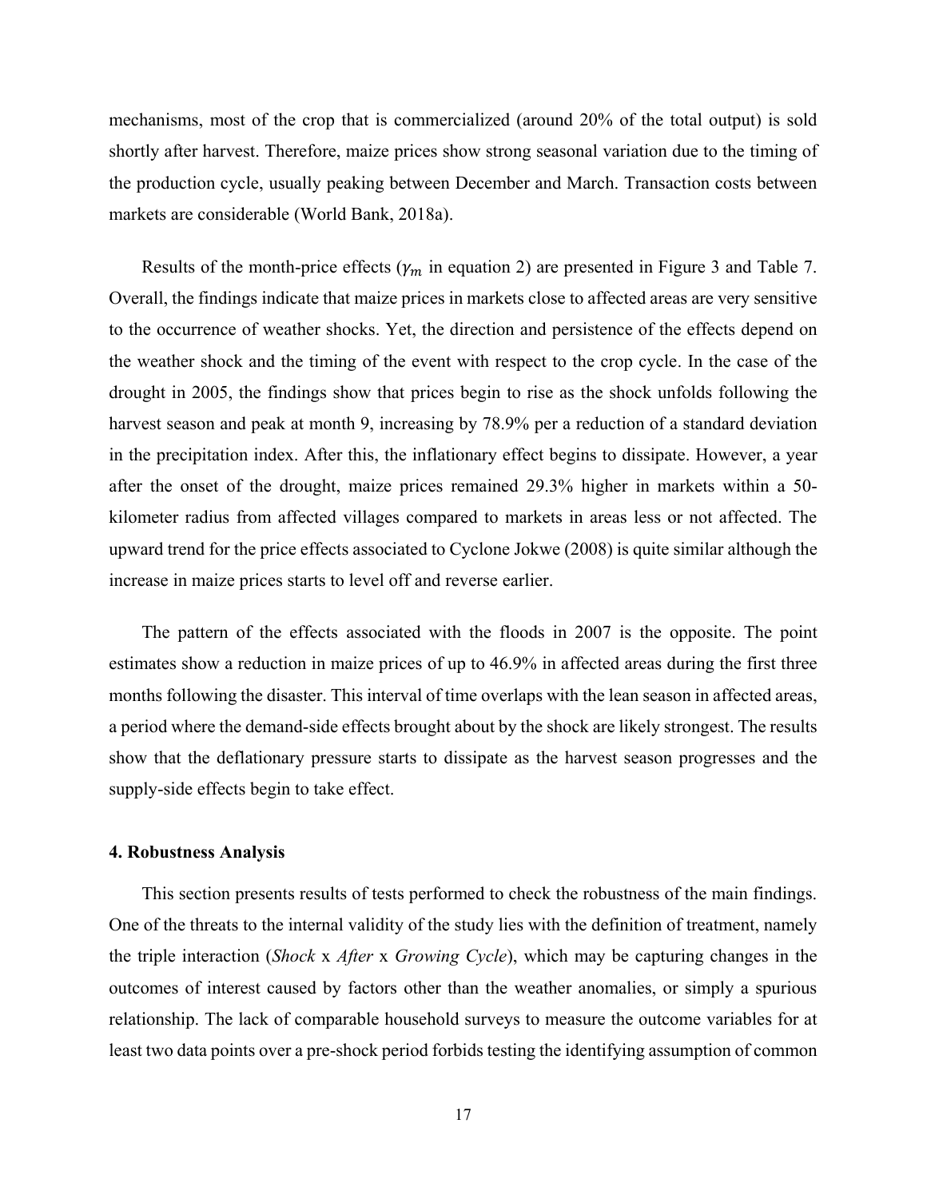mechanisms, most of the crop that is commercialized (around 20% of the total output) is sold shortly after harvest. Therefore, maize prices show strong seasonal variation due to the timing of the production cycle, usually peaking between December and March. Transaction costs between markets are considerable (World Bank, 2018a).

Results of the month-price effects ($\gamma_m$ in equation 2) are presented in Figure 3 and Table 7. Overall, the findings indicate that maize prices in markets close to affected areas are very sensitive to the occurrence of weather shocks. Yet, the direction and persistence of the effects depend on the weather shock and the timing of the event with respect to the crop cycle. In the case of the drought in 2005, the findings show that prices begin to rise as the shock unfolds following the harvest season and peak at month 9, increasing by 78.9% per a reduction of a standard deviation in the precipitation index. After this, the inflationary effect begins to dissipate. However, a year after the onset of the drought, maize prices remained 29.3% higher in markets within a 50-kilometer radius from affected villages compared to markets in areas less or not affected. The upward trend for the price effects associated to Cyclone Jokwe (2008) is quite similar although the increase in maize prices starts to level off and reverse earlier.

The pattern of the effects associated with the floods in 2007 is the opposite. The point estimates show a reduction in maize prices of up to 46.9% in affected areas during the first three months following the disaster. This interval of time overlaps with the lean season in affected areas, a period where the demand-side effects brought about by the shock are likely strongest. The results show that the deflationary pressure starts to dissipate as the harvest season progresses and the supply-side effects begin to take effect.

#### 4. Robustness Analysis

This section presents results of tests performed to check the robustness of the main findings. One of the threats to the internal validity of the study lies with the definition of treatment, namely the triple interaction (*Shock* x *After* x *Growing Cycle*), which may be capturing changes in the outcomes of interest caused by factors other than the weather anomalies, or simply a spurious relationship. The lack of comparable household surveys to measure the outcome variables for at least two data points over a pre-shock period forbids testing the identifying assumption of common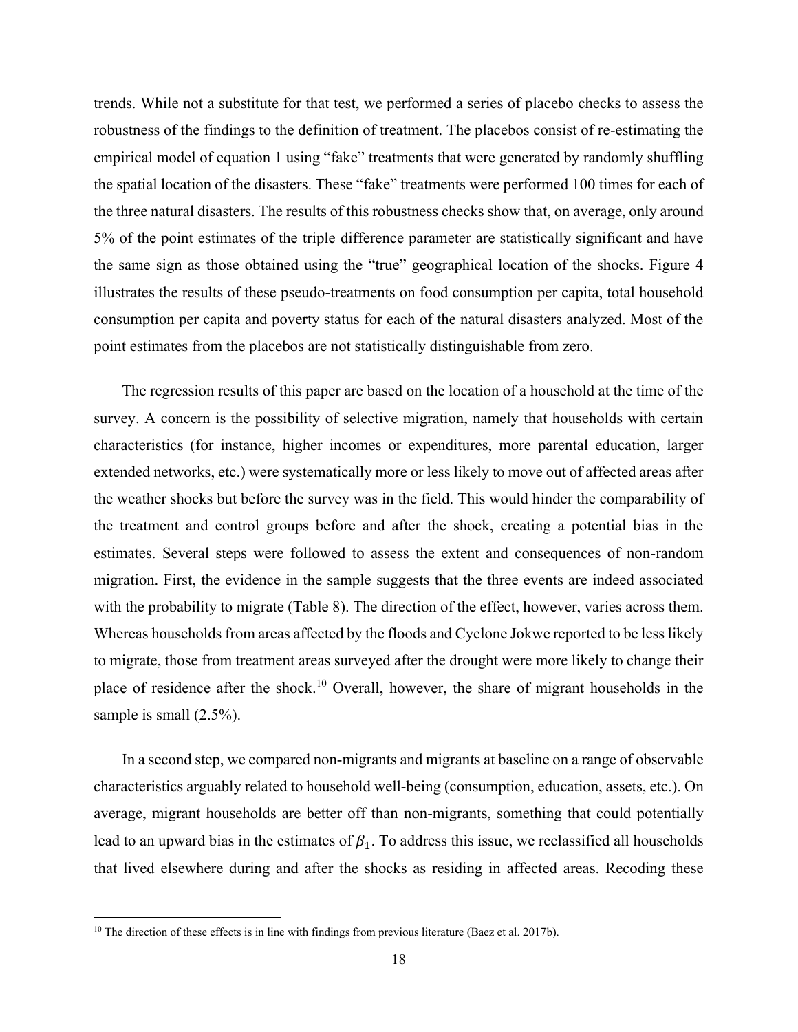trends. While not a substitute for that test, we performed a series of placebo checks to assess the robustness of the findings to the definition of treatment. The placebos consist of re-estimating the empirical model of equation 1 using "fake" treatments that were generated by randomly shuffling the spatial location of the disasters. These "fake" treatments were performed 100 times for each of the three natural disasters. The results of this robustness checks show that, on average, only around 5% of the point estimates of the triple difference parameter are statistically significant and have the same sign as those obtained using the "true" geographical location of the shocks. Figure 4 illustrates the results of these pseudo-treatments on food consumption per capita, total household consumption per capita and poverty status for each of the natural disasters analyzed. Most of the point estimates from the placebos are not statistically distinguishable from zero.

The regression results of this paper are based on the location of a household at the time of the survey. A concern is the possibility of selective migration, namely that households with certain characteristics (for instance, higher incomes or expenditures, more parental education, larger extended networks, etc.) were systematically more or less likely to move out of affected areas after the weather shocks but before the survey was in the field. This would hinder the comparability of the treatment and control groups before and after the shock, creating a potential bias in the estimates. Several steps were followed to assess the extent and consequences of non-random migration. First, the evidence in the sample suggests that the three events are indeed associated with the probability to migrate (Table 8). The direction of the effect, however, varies across them. Whereas households from areas affected by the floods and Cyclone Jokwe reported to be less likely to migrate, those from treatment areas surveyed after the drought were more likely to change their place of residence after the shock.[10] Overall, however, the share of migrant households in the sample is small (2.5%).

In a second step, we compared non-migrants and migrants at baseline on a range of observable characteristics arguably related to household well-being (consumption, education, assets, etc.). On average, migrant households are better off than non-migrants, something that could potentially lead to an upward bias in the estimates of $\beta_1$. To address this issue, we reclassified all households that lived elsewhere during and after the shocks as residing in affected areas. Recoding these

[10] The direction of these effects is in line with findings from previous literature (Baez et al. 2017b).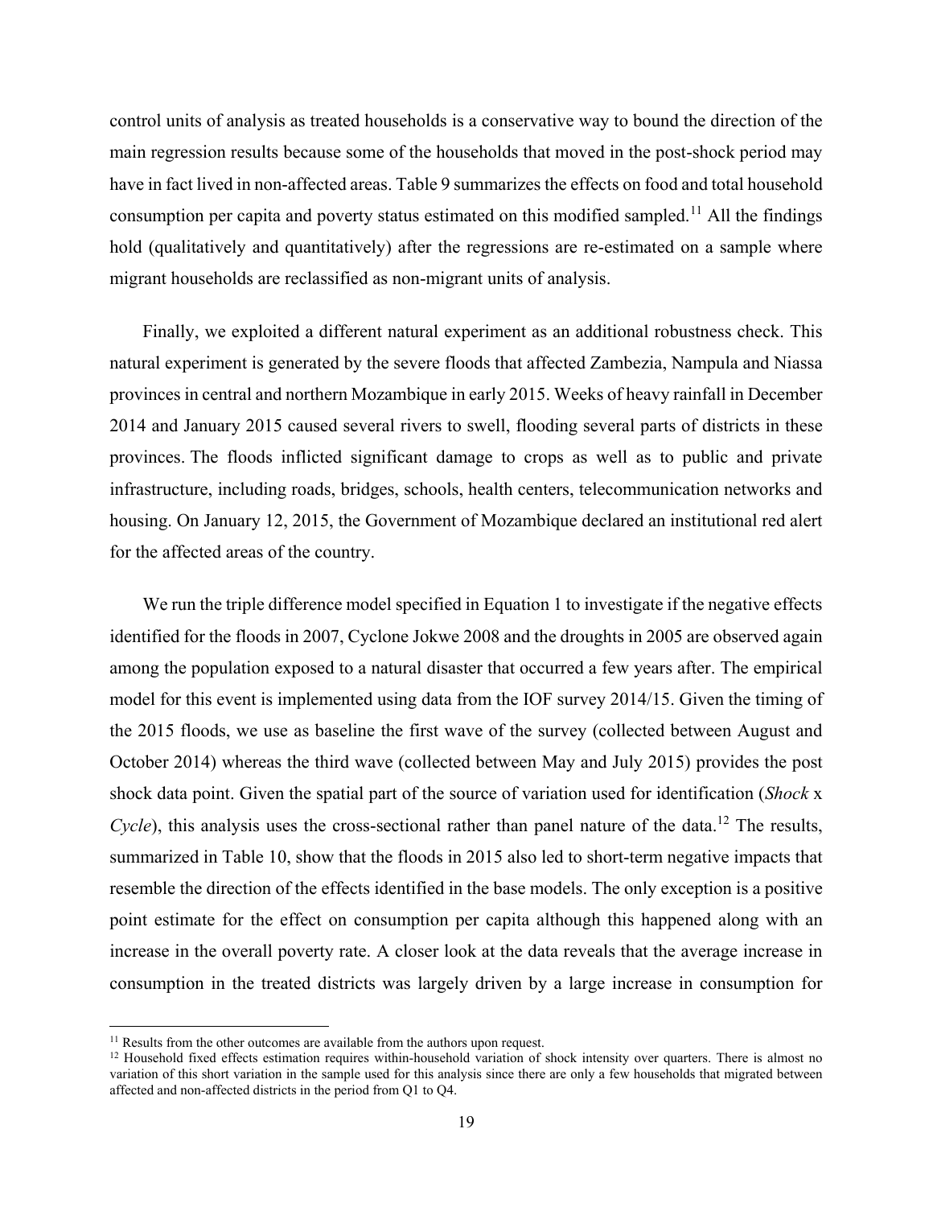control units of analysis as treated households is a conservative way to bound the direction of the main regression results because some of the households that moved in the post-shock period may have in fact lived in non-affected areas. Table 9 summarizes the effects on food and total household consumption per capita and poverty status estimated on this modified sampled.[11] All the findings hold (qualitatively and quantitatively) after the regressions are re-estimated on a sample where migrant households are reclassified as non-migrant units of analysis.

Finally, we exploited a different natural experiment as an additional robustness check. This natural experiment is generated by the severe floods that affected Zambezia, Nampula and Niassa provinces in central and northern Mozambique in early 2015. Weeks of heavy rainfall in December 2014 and January 2015 caused several rivers to swell, flooding several parts of districts in these provinces. The floods inflicted significant damage to crops as well as to public and private infrastructure, including roads, bridges, schools, health centers, telecommunication networks and housing. On January 12, 2015, the Government of Mozambique declared an institutional red alert for the affected areas of the country.

We run the triple difference model specified in Equation 1 to investigate if the negative effects identified for the floods in 2007, Cyclone Jokwe 2008 and the droughts in 2005 are observed again among the population exposed to a natural disaster that occurred a few years after. The empirical model for this event is implemented using data from the IOF survey 2014/15. Given the timing of the 2015 floods, we use as baseline the first wave of the survey (collected between August and October 2014) whereas the third wave (collected between May and July 2015) provides the post shock data point. Given the spatial part of the source of variation used for identification (*Shock* x *Cycle*), this analysis uses the cross-sectional rather than panel nature of the data.[12] The results, summarized in Table 10, show that the floods in 2015 also led to short-term negative impacts that resemble the direction of the effects identified in the base models. The only exception is a positive point estimate for the effect on consumption per capita although this happened along with an increase in the overall poverty rate. A closer look at the data reveals that the average increase in consumption in the treated districts was largely driven by a large increase in consumption for

[11] Results from the other outcomes are available from the authors upon request.

[12] Household fixed effects estimation requires within-household variation of shock intensity over quarters. There is almost no variation of this short variation in the sample used for this analysis since there are only a few households that migrated between affected and non-affected districts in the period from Q1 to Q4.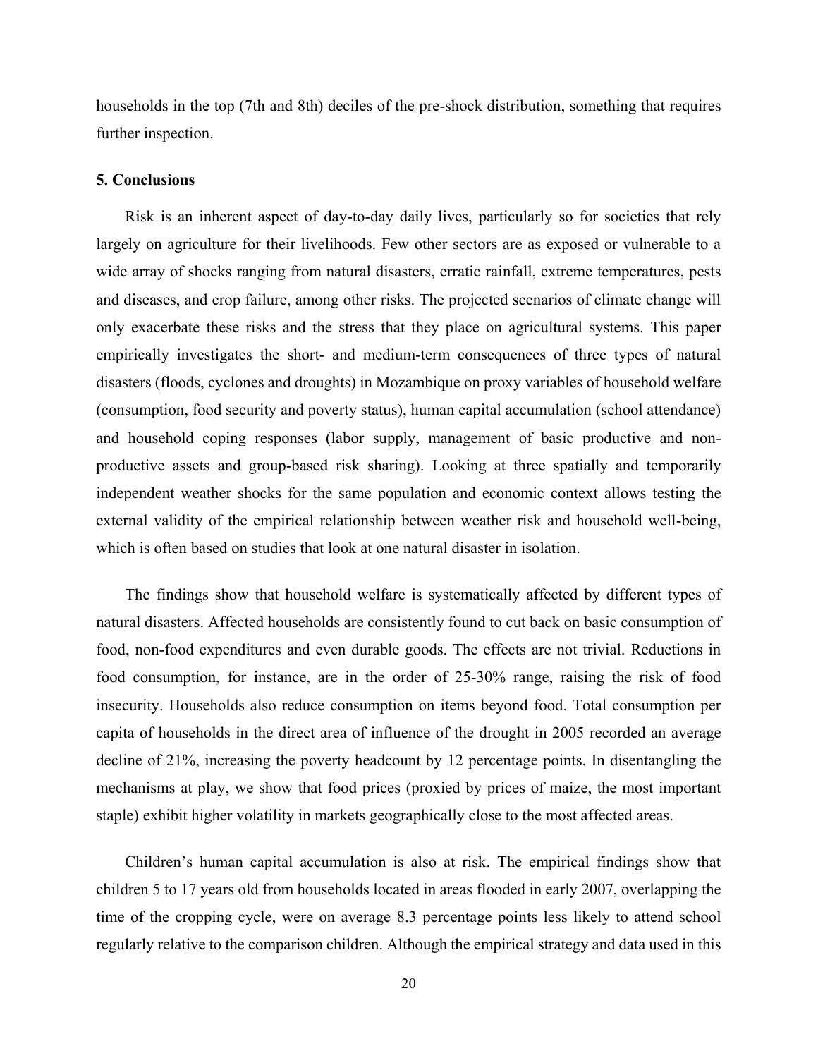households in the top (7th and 8th) deciles of the pre-shock distribution, something that requires further inspection.

## 5. Conclusions

Risk is an inherent aspect of day-to-day daily lives, particularly so for societies that rely largely on agriculture for their livelihoods. Few other sectors are as exposed or vulnerable to a wide array of shocks ranging from natural disasters, erratic rainfall, extreme temperatures, pests and diseases, and crop failure, among other risks. The projected scenarios of climate change will only exacerbate these risks and the stress that they place on agricultural systems. This paper empirically investigates the short- and medium-term consequences of three types of natural disasters (floods, cyclones and droughts) in Mozambique on proxy variables of household welfare (consumption, food security and poverty status), human capital accumulation (school attendance) and household coping responses (labor supply, management of basic productive and non-productive assets and group-based risk sharing). Looking at three spatially and temporarily independent weather shocks for the same population and economic context allows testing the external validity of the empirical relationship between weather risk and household well-being, which is often based on studies that look at one natural disaster in isolation.

The findings show that household welfare is systematically affected by different types of natural disasters. Affected households are consistently found to cut back on basic consumption of food, non-food expenditures and even durable goods. The effects are not trivial. Reductions in food consumption, for instance, are in the order of 25-30% range, raising the risk of food insecurity. Households also reduce consumption on items beyond food. Total consumption per capita of households in the direct area of influence of the drought in 2005 recorded an average decline of 21%, increasing the poverty headcount by 12 percentage points. In disentangling the mechanisms at play, we show that food prices (proxied by prices of maize, the most important staple) exhibit higher volatility in markets geographically close to the most affected areas.

Children's human capital accumulation is also at risk. The empirical findings show that children 5 to 17 years old from households located in areas flooded in early 2007, overlapping the time of the cropping cycle, were on average 8.3 percentage points less likely to attend school regularly relative to the comparison children. Although the empirical strategy and data used in this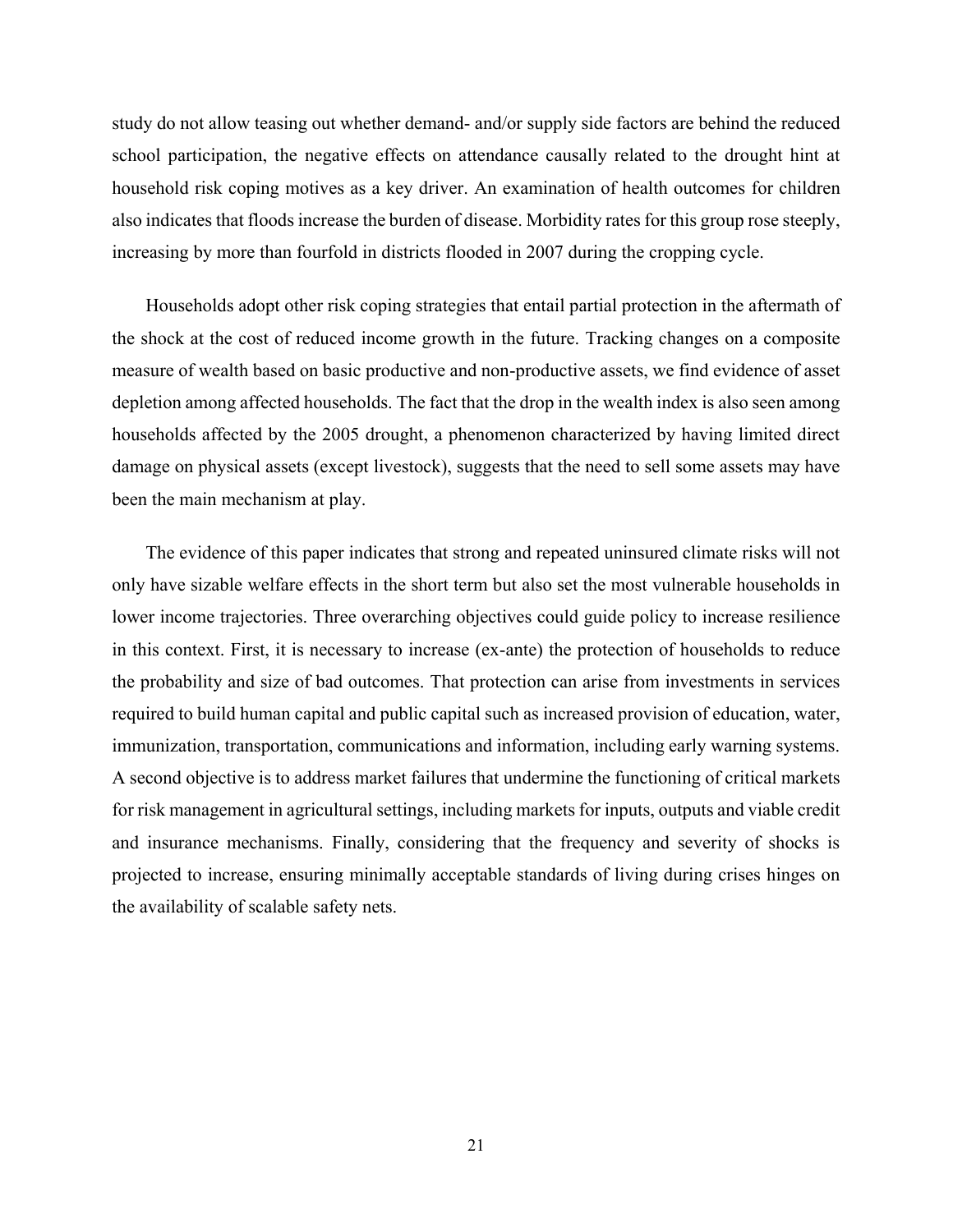study do not allow teasing out whether demand- and/or supply side factors are behind the reduced school participation, the negative effects on attendance causally related to the drought hint at household risk coping motives as a key driver. An examination of health outcomes for children also indicates that floods increase the burden of disease. Morbidity rates for this group rose steeply, increasing by more than fourfold in districts flooded in 2007 during the cropping cycle.

Households adopt other risk coping strategies that entail partial protection in the aftermath of the shock at the cost of reduced income growth in the future. Tracking changes on a composite measure of wealth based on basic productive and non-productive assets, we find evidence of asset depletion among affected households. The fact that the drop in the wealth index is also seen among households affected by the 2005 drought, a phenomenon characterized by having limited direct damage on physical assets (except livestock), suggests that the need to sell some assets may have been the main mechanism at play.

The evidence of this paper indicates that strong and repeated uninsured climate risks will not only have sizable welfare effects in the short term but also set the most vulnerable households in lower income trajectories. Three overarching objectives could guide policy to increase resilience in this context. First, it is necessary to increase (ex-ante) the protection of households to reduce the probability and size of bad outcomes. That protection can arise from investments in services required to build human capital and public capital such as increased provision of education, water, immunization, transportation, communications and information, including early warning systems. A second objective is to address market failures that undermine the functioning of critical markets for risk management in agricultural settings, including markets for inputs, outputs and viable credit and insurance mechanisms. Finally, considering that the frequency and severity of shocks is projected to increase, ensuring minimally acceptable standards of living during crises hinges on the availability of scalable safety nets.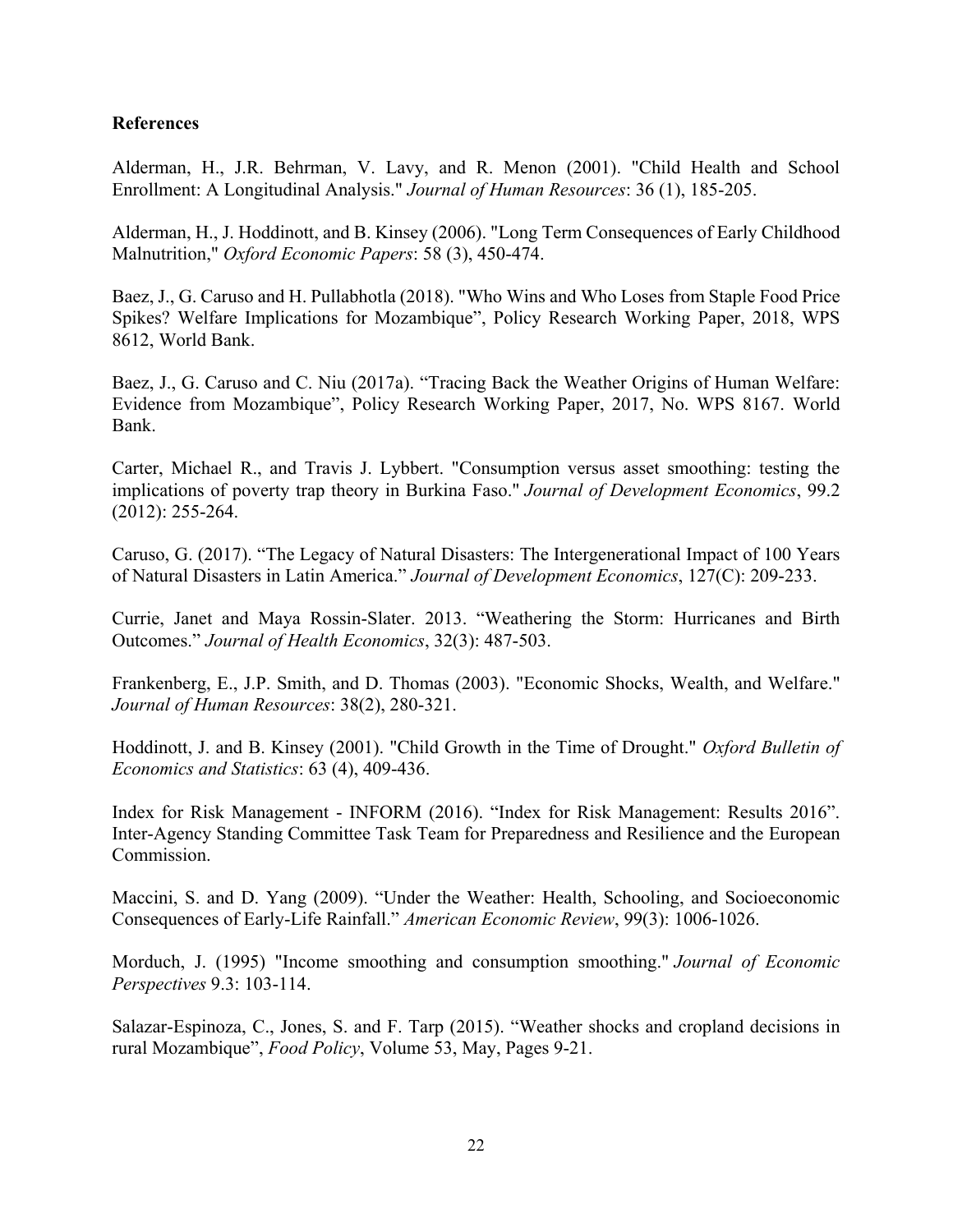## References

Alderman, H., J.R. Behrman, V. Lavy, and R. Menon (2001). "Child Health and School Enrollment: A Longitudinal Analysis." *Journal of Human Resources*: 36 (1), 185-205.

Alderman, H., J. Hoddinott, and B. Kinsey (2006). "Long Term Consequences of Early Childhood Malnutrition," *Oxford Economic Papers*: 58 (3), 450-474.

Baez, J., G. Caruso and H. Pullabhotla (2018). "Who Wins and Who Loses from Staple Food Price Spikes? Welfare Implications for Mozambique", Policy Research Working Paper, 2018, WPS 8612, World Bank.

Baez, J., G. Caruso and C. Niu (2017a). "Tracing Back the Weather Origins of Human Welfare: Evidence from Mozambique", Policy Research Working Paper, 2017, No. WPS 8167. World Bank.

Carter, Michael R., and Travis J. Lybbert. "Consumption versus asset smoothing: testing the implications of poverty trap theory in Burkina Faso." *Journal of Development Economics*, 99.2 (2012): 255-264.

Caruso, G. (2017). "The Legacy of Natural Disasters: The Intergenerational Impact of 100 Years of Natural Disasters in Latin America." *Journal of Development Economics*, 127(C): 209-233.

Currie, Janet and Maya Rossin-Slater. 2013. "Weathering the Storm: Hurricanes and Birth Outcomes." *Journal of Health Economics*, 32(3): 487-503.

Frankenberg, E., J.P. Smith, and D. Thomas (2003). "Economic Shocks, Wealth, and Welfare." *Journal of Human Resources*: 38(2), 280-321.

Hoddinott, J. and B. Kinsey (2001). "Child Growth in the Time of Drought." *Oxford Bulletin of Economics and Statistics*: 63 (4), 409-436.

Index for Risk Management - INFORM (2016). "Index for Risk Management: Results 2016". Inter-Agency Standing Committee Task Team for Preparedness and Resilience and the European Commission.

Maccini, S. and D. Yang (2009). "Under the Weather: Health, Schooling, and Socioeconomic Consequences of Early-Life Rainfall." *American Economic Review*, 99(3): 1006-1026.

Morduch, J. (1995) "Income smoothing and consumption smoothing." *Journal of Economic Perspectives* 9.3: 103-114.

Salazar-Espinoza, C., Jones, S. and F. Tarp (2015). "Weather shocks and cropland decisions in rural Mozambique", *Food Policy*, Volume 53, May, Pages 9-21.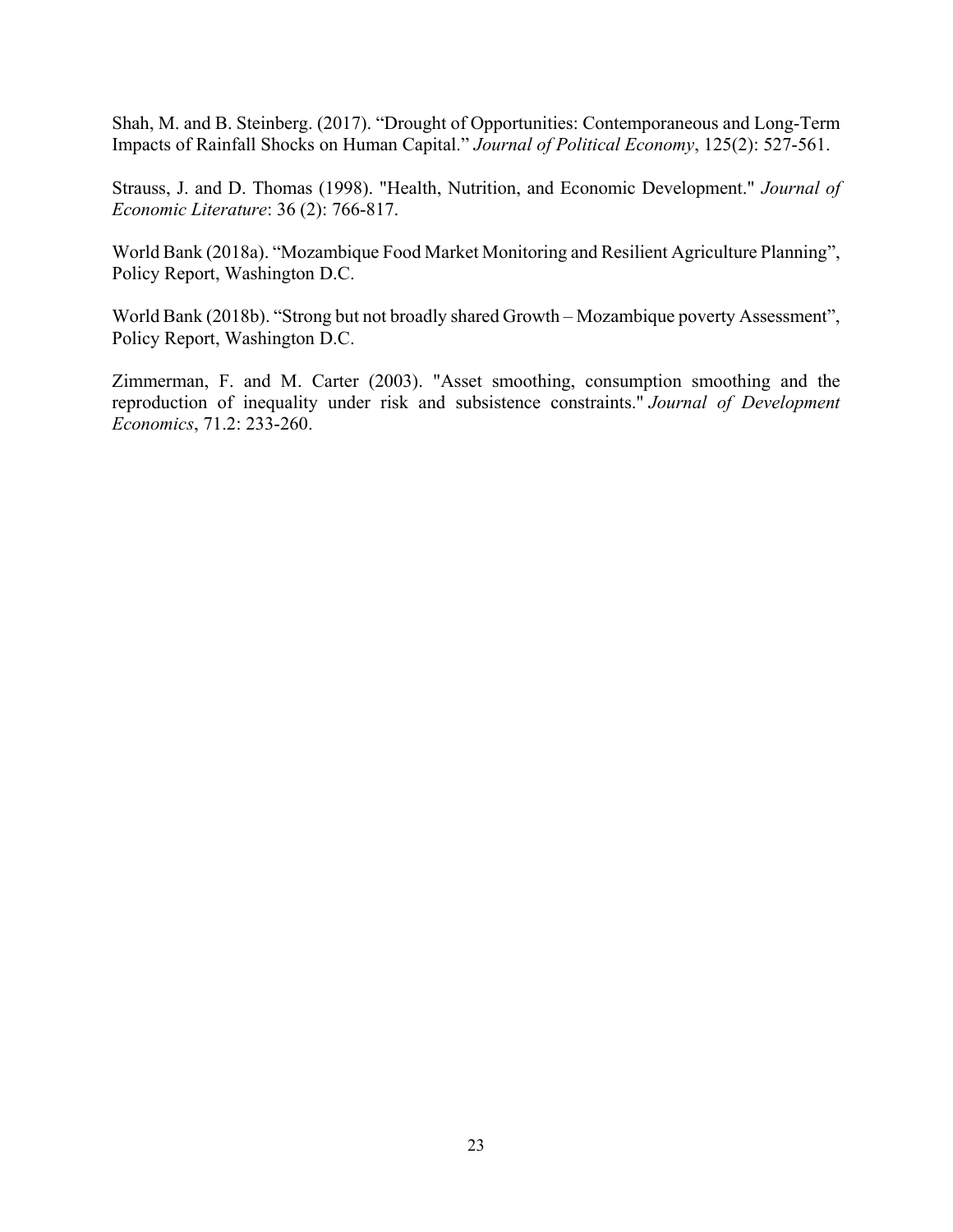Shah, M. and B. Steinberg. (2017). "Drought of Opportunities: Contemporaneous and Long-Term Impacts of Rainfall Shocks on Human Capital." *Journal of Political Economy*, 125(2): 527-561.

Strauss, J. and D. Thomas (1998). "Health, Nutrition, and Economic Development." *Journal of Economic Literature*: 36 (2): 766-817.

World Bank (2018a). "Mozambique Food Market Monitoring and Resilient Agriculture Planning", Policy Report, Washington D.C.

World Bank (2018b). "Strong but not broadly shared Growth – Mozambique poverty Assessment", Policy Report, Washington D.C.

Zimmerman, F. and M. Carter (2003). "Asset smoothing, consumption smoothing and the reproduction of inequality under risk and subsistence constraints." *Journal of Development Economics*, 71.2: 233-260.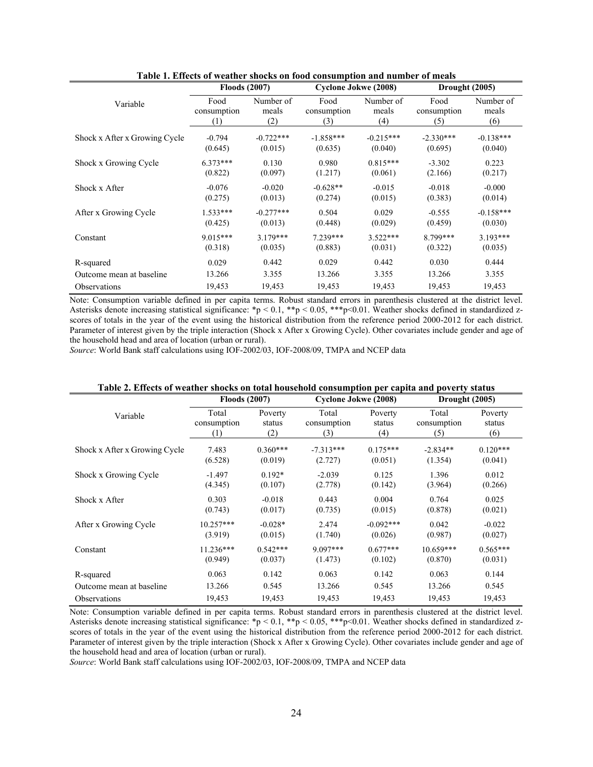**Table 1. Effects of weather shocks on food consumption and number of meals**

| Variable | Floods (2007) | | Cyclone Jokwe (2008) | | Drought (2005) | |
|---|---|---|---|---|---|---|
| | Food consumption (1) | Number of meals (2) | Food consumption (3) | Number of meals (4) | Food consumption (5) | Number of meals (6) |
| Shock x After x Growing Cycle | -0.794 | -0.722*** | -1.858*** | -0.215*** | -2.330*** | -0.138*** |
| | (0.645) | (0.015) | (0.635) | (0.040) | (0.695) | (0.040) |
| Shock x Growing Cycle | 6.373*** | 0.130 | 0.980 | 0.815*** | -3.302 | 0.223 |
| | (0.822) | (0.097) | (1.217) | (0.061) | (2.166) | (0.217) |
| Shock x After | -0.076 | -0.020 | -0.628** | -0.015 | -0.018 | -0.000 |
| | (0.275) | (0.013) | (0.274) | (0.015) | (0.383) | (0.014) |
| After x Growing Cycle | 1.533*** | -0.277*** | 0.504 | 0.029 | -0.555 | -0.158*** |
| | (0.425) | (0.013) | (0.448) | (0.029) | (0.459) | (0.030) |
| Constant | 9.015*** | 3.179*** | 7.239*** | 3.522*** | 8.799*** | 3.193*** |
| | (0.318) | (0.035) | (0.883) | (0.031) | (0.322) | (0.035) |
| R-squared | 0.029 | 0.442 | 0.029 | 0.442 | 0.030 | 0.444 |
| Outcome mean at baseline | 13.266 | 3.355 | 13.266 | 3.355 | 13.266 | 3.355 |
| Observations | 19,453 | 19,453 | 19,453 | 19,453 | 19,453 | 19,453 |

Note: Consumption variable defined in per capita terms. Robust standard errors in parenthesis clustered at the district level. Asterisks denote increasing statistical significance: *p < 0.1, **p < 0.05, ***p<0.01. Weather shocks defined in standardized z-scores of totals in the year of the event using the historical distribution from the reference period 2000-2012 for each district. Parameter of interest given by the triple interaction (Shock x After x Growing Cycle). Other covariates include gender and age of the household head and area of location (urban or rural).

*Source*: World Bank staff calculations using IOF-2002/03, IOF-2008/09, TMPA and NCEP data

**Table 2. Effects of weather shocks on total household consumption per capita and poverty status**

| Variable | Floods (2007) | | Cyclone Jokwe (2008) | | Drought (2005) | |
|---|---|---|---|---|---|---|
| | Total consumption (1) | Poverty status (2) | Total consumption (3) | Poverty status (4) | Total consumption (5) | Poverty status (6) |
| Shock x After x Growing Cycle | 7.483 | 0.360*** | -7.313*** | 0.175*** | -2.834** | 0.120*** |
| | (6.528) | (0.019) | (2.727) | (0.051) | (1.354) | (0.041) |
| Shock x Growing Cycle | -1.497 | 0.192* | -2.039 | 0.125 | 1.396 | 0.012 |
| | (4.345) | (0.107) | (2.778) | (0.142) | (3.964) | (0.266) |
| Shock x After | 0.303 | -0.018 | 0.443 | 0.004 | 0.764 | 0.025 |
| | (0.743) | (0.017) | (0.735) | (0.015) | (0.878) | (0.021) |
| After x Growing Cycle | 10.257*** | -0.028* | 2.474 | -0.092*** | 0.042 | -0.022 |
| | (3.919) | (0.015) | (1.740) | (0.026) | (0.987) | (0.027) |
| Constant | 11.236*** | 0.542*** | 9.097*** | 0.677*** | 10.659*** | 0.565*** |
| | (0.949) | (0.037) | (1.473) | (0.102) | (0.870) | (0.031) |
| R-squared | 0.063 | 0.142 | 0.063 | 0.142 | 0.063 | 0.144 |
| Outcome mean at baseline | 13.266 | 0.545 | 13.266 | 0.545 | 13.266 | 0.545 |
| Observations | 19,453 | 19,453 | 19,453 | 19,453 | 19,453 | 19,453 |

Note: Consumption variable defined in per capita terms. Robust standard errors in parenthesis clustered at the district level. Asterisks denote increasing statistical significance: *p < 0.1, **p < 0.05, ***p<0.01. Weather shocks defined in standardized z-scores of totals in the year of the event using the historical distribution from the reference period 2000-2012 for each district. Parameter of interest given by the triple interaction (Shock x After x Growing Cycle). Other covariates include gender and age of the household head and area of location (urban or rural).

*Source*: World Bank staff calculations using IOF-2002/03, IOF-2008/09, TMPA and NCEP data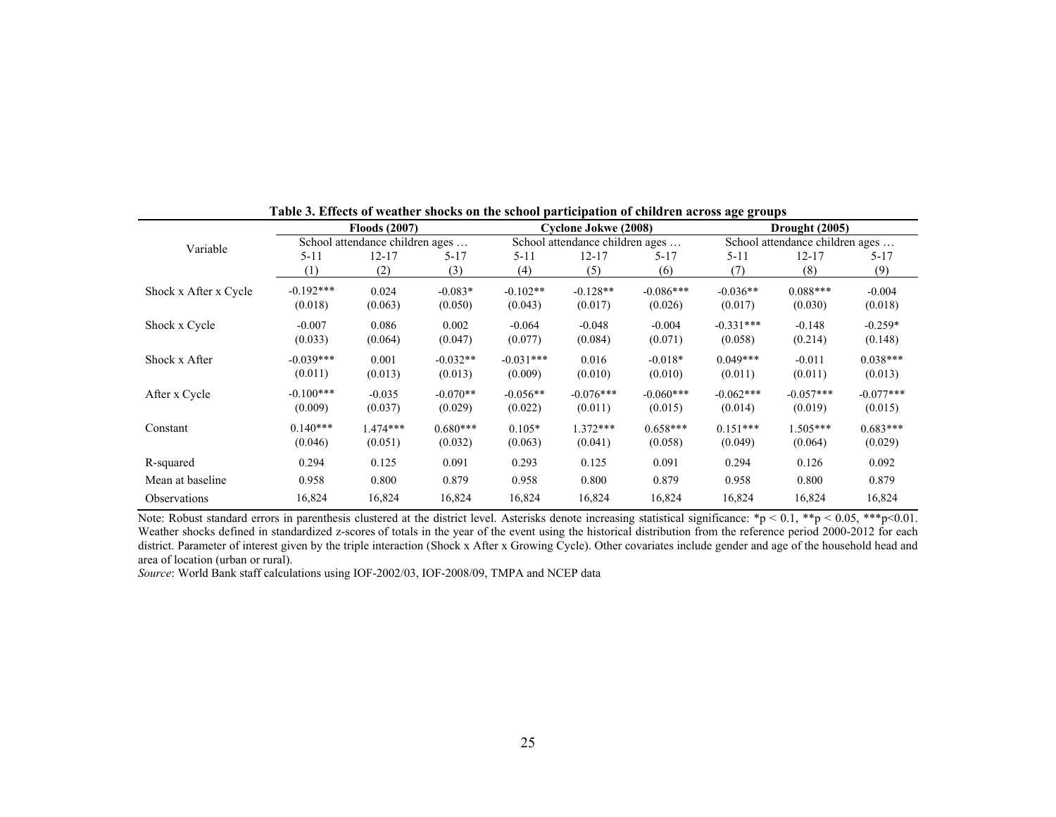**Table 3. Effects of weather shocks on the school participation of children across age groups**

| Variable | Floods (2007) | | | Cyclone Jokwe (2008) | | | Drought (2005) | | |
|---|---|---|---|---|---|---|---|---|---|
| | School attendance children ages … | | | School attendance children ages … | | | School attendance children ages … | | |
| | 5-11 | 12-17 | 5-17 | 5-11 | 12-17 | 5-17 | 5-11 | 12-17 | 5-17 |
| | (1) | (2) | (3) | (4) | (5) | (6) | (7) | (8) | (9) |
| Shock x After x Cycle | -0.192*** | 0.024 | -0.083* | -0.102** | -0.128** | -0.086*** | -0.036** | 0.088*** | -0.004 |
| | (0.018) | (0.063) | (0.050) | (0.043) | (0.017) | (0.026) | (0.017) | (0.030) | (0.018) |
| Shock x Cycle | -0.007 | 0.086 | 0.002 | -0.064 | -0.048 | -0.004 | -0.331*** | -0.148 | -0.259* |
| | (0.033) | (0.064) | (0.047) | (0.077) | (0.084) | (0.071) | (0.058) | (0.214) | (0.148) |
| Shock x After | -0.039*** | 0.001 | -0.032** | -0.031*** | 0.016 | -0.018* | 0.049*** | -0.011 | 0.038*** |
| | (0.011) | (0.013) | (0.013) | (0.009) | (0.010) | (0.010) | (0.011) | (0.011) | (0.013) |
| After x Cycle | -0.100*** | -0.035 | -0.070** | -0.056** | -0.076*** | -0.060*** | -0.062*** | -0.057*** | -0.077*** |
| | (0.009) | (0.037) | (0.029) | (0.022) | (0.011) | (0.015) | (0.014) | (0.019) | (0.015) |
| Constant | 0.140*** | 1.474*** | 0.680*** | 0.105* | 1.372*** | 0.658*** | 0.151*** | 1.505*** | 0.683*** |
| | (0.046) | (0.051) | (0.032) | (0.063) | (0.041) | (0.058) | (0.049) | (0.064) | (0.029) |
| R-squared | 0.294 | 0.125 | 0.091 | 0.293 | 0.125 | 0.091 | 0.294 | 0.126 | 0.092 |
| Mean at baseline | 0.958 | 0.800 | 0.879 | 0.958 | 0.800 | 0.879 | 0.958 | 0.800 | 0.879 |
| Observations | 16,824 | 16,824 | 16,824 | 16,824 | 16,824 | 16,824 | 16,824 | 16,824 | 16,824 |

Note: Robust standard errors in parenthesis clustered at the district level. Asterisks denote increasing statistical significance: *$p < 0.1$, **$p < 0.05$, ***$p<0.01$. Weather shocks defined in standardized z-scores of totals in the year of the event using the historical distribution from the reference period 2000-2012 for each district. Parameter of interest given by the triple interaction (Shock x After x Growing Cycle). Other covariates include gender and age of the household head and area of location (urban or rural).

*Source*: World Bank staff calculations using IOF-2002/03, IOF-2008/09, TMPA and NCEP data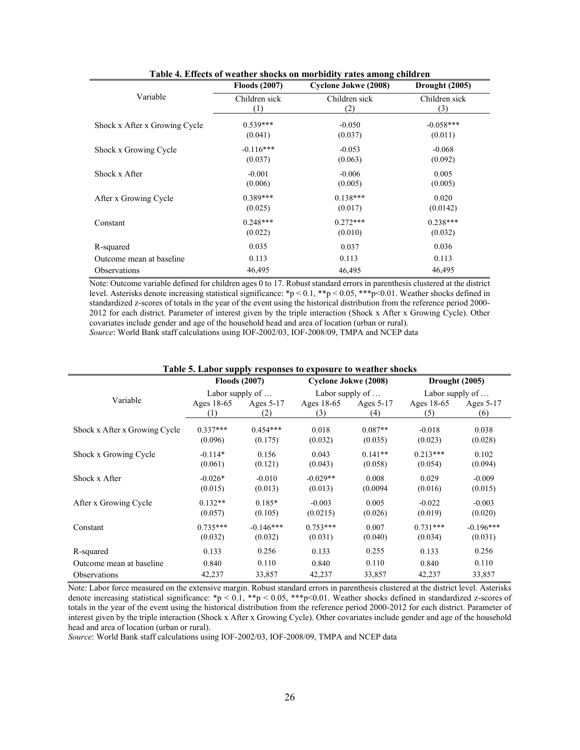**Table 4. Effects of weather shocks on morbidity rates among children**

| Variable | Floods (2007) | Cyclone Jokwe (2008) | Drought (2005) |
|---|---|---|---|
| | Children sick | Children sick | Children sick |
| | (1) | (2) | (3) |
| Shock x After x Growing Cycle | 0.539*** | -0.050 | -0.058*** |
| | (0.041) | (0.037) | (0.011) |
| Shock x Growing Cycle | -0.116*** | -0.053 | -0.068 |
| | (0.037) | (0.063) | (0.092) |
| Shock x After | -0.001 | -0.006 | 0.005 |
| | (0.006) | (0.005) | (0.005) |
| After x Growing Cycle | 0.389*** | 0.138*** | 0.020 |
| | (0.025) | (0.017) | (0.0142) |
| Constant | 0.248*** | 0.272*** | 0.238*** |
| | (0.022) | (0.010) | (0.032) |
| R-squared | 0.035 | 0.037 | 0.036 |
| Outcome mean at baseline | 0.113 | 0.113 | 0.113 |
| Observations | 46,495 | 46,495 | 46,495 |

Note: Outcome variable defined for children ages 0 to 17. Robust standard errors in parenthesis clustered at the district level. Asterisks denote increasing statistical significance: *p < 0.1, **p < 0.05, ***p<0.01. Weather shocks defined in standardized z-scores of totals in the year of the event using the historical distribution from the reference period 2000-2012 for each district. Parameter of interest given by the triple interaction (Shock x After x Growing Cycle). Other covariates include gender and age of the household head and area of location (urban or rural).

*Source*: World Bank staff calculations using IOF-2002/03, IOF-2008/09, TMPA and NCEP data

**Table 5. Labor supply responses to exposure to weather shocks**

| Variable | Floods (2007) | | Cyclone Jokwe (2008) | | Drought (2005) | |
|---|---|---|---|---|---|---|
| | Labor supply of … | | Labor supply of … | | Labor supply of … | |
| | Ages 18-65 | Ages 5-17 | Ages 18-65 | Ages 5-17 | Ages 18-65 | Ages 5-17 |
| | (1) | (2) | (3) | (4) | (5) | (6) |
| Shock x After x Growing Cycle | 0.337*** | 0.454*** | 0.018 | 0.087** | -0.018 | 0.038 |
| | (0.096) | (0.175) | (0.032) | (0.035) | (0.023) | (0.028) |
| Shock x Growing Cycle | -0.114* | 0.156 | 0.043 | 0.141** | 0.213*** | 0.102 |
| | (0.061) | (0.121) | (0.043) | (0.058) | (0.054) | (0.094) |
| Shock x After | -0.026* | -0.010 | -0.029** | 0.008 | 0.029 | -0.009 |
| | (0.015) | (0.013) | (0.013) | (0.0094 | (0.016) | (0.015) |
| After x Growing Cycle | 0.132** | 0.185* | -0.003 | 0.005 | -0.022 | -0.003 |
| | (0.057) | (0.105) | (0.0215) | (0.026) | (0.019) | (0.020) |
| Constant | 0.735*** | -0.146*** | 0.753*** | 0.007 | 0.731*** | -0.196*** |
| | (0.032) | (0.032) | (0.031) | (0.040) | (0.034) | (0.031) |
| R-squared | 0.133 | 0.256 | 0.133 | 0.255 | 0.133 | 0.256 |
| Outcome mean at baseline | 0.840 | 0.110 | 0.840 | 0.110 | 0.840 | 0.110 |
| Observations | 42,237 | 33,857 | 42,237 | 33,857 | 42,237 | 33,857 |

Note: Labor force measured on the extensive margin. Robust standard errors in parenthesis clustered at the district level. Asterisks denote increasing statistical significance: *p < 0.1, **p < 0.05, ***p<0.01. Weather shocks defined in standardized z-scores of totals in the year of the event using the historical distribution from the reference period 2000-2012 for each district. Parameter of interest given by the triple interaction (Shock x After x Growing Cycle). Other covariates include gender and age of the household head and area of location (urban or rural).

*Source*: World Bank staff calculations using IOF-2002/03, IOF-2008/09, TMPA and NCEP data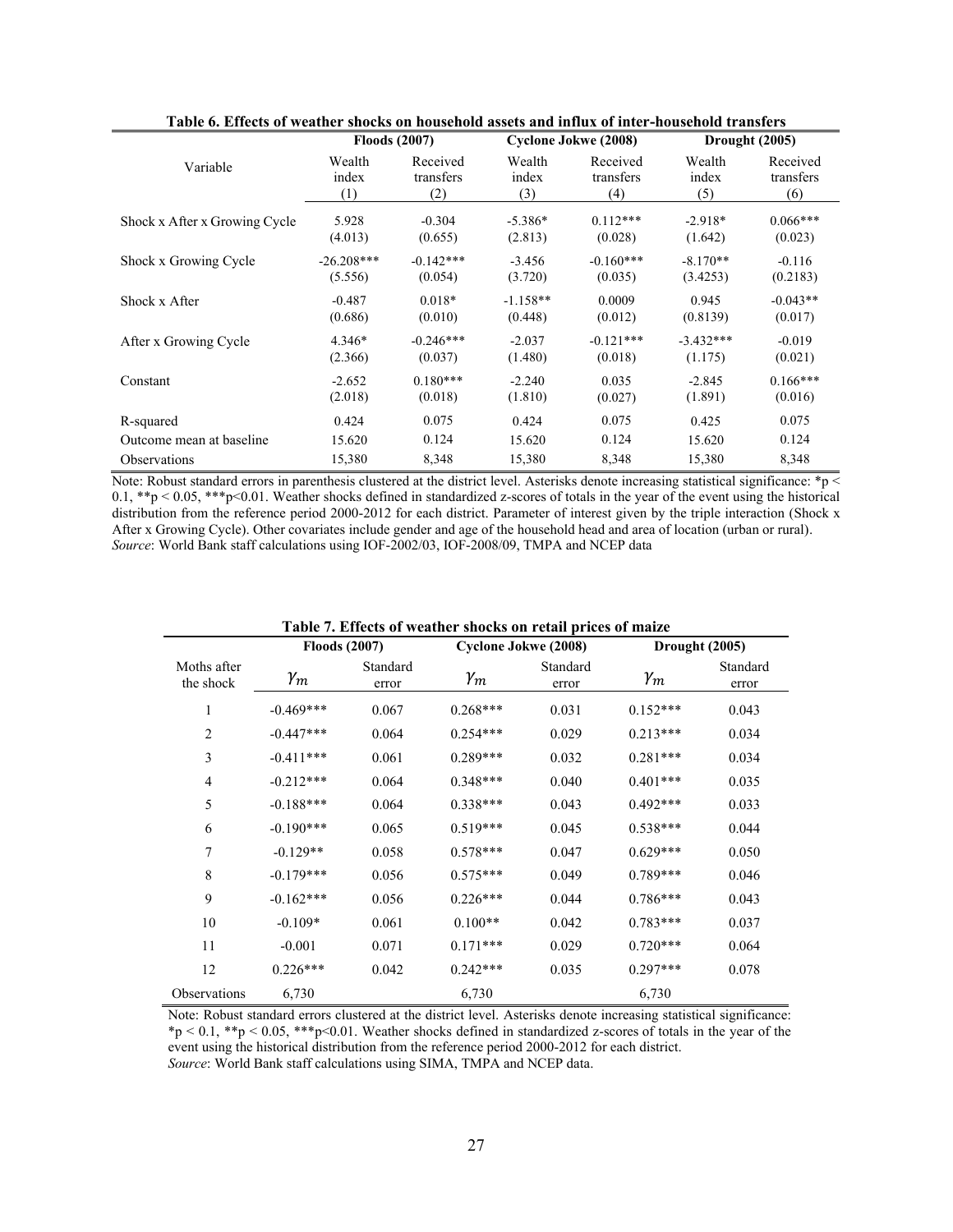**Table 6. Effects of weather shocks on household assets and influx of inter-household transfers**

| Variable | Floods (2007) | | Cyclone Jokwe (2008) | | Drought (2005) | |
|---|---|---|---|---|---|---|
| | Wealth index (1) | Received transfers (2) | Wealth index (3) | Received transfers (4) | Wealth index (5) | Received transfers (6) |
| Shock x After x Growing Cycle | 5.928 | -0.304 | -5.386* | 0.112*** | -2.918* | 0.066*** |
| | (4.013) | (0.655) | (2.813) | (0.028) | (1.642) | (0.023) |
| Shock x Growing Cycle | -26.208*** | -0.142*** | -3.456 | -0.160*** | -8.170** | -0.116 |
| | (5.556) | (0.054) | (3.720) | (0.035) | (3.4253) | (0.2183) |
| Shock x After | -0.487 | 0.018* | -1.158** | 0.0009 | 0.945 | -0.043** |
| | (0.686) | (0.010) | (0.448) | (0.012) | (0.8139) | (0.017) |
| After x Growing Cycle | 4.346* | -0.246*** | -2.037 | -0.121*** | -3.432*** | -0.019 |
| | (2.366) | (0.037) | (1.480) | (0.018) | (1.175) | (0.021) |
| Constant | -2.652 | 0.180*** | -2.240 | 0.035 | -2.845 | 0.166*** |
| | (2.018) | (0.018) | (1.810) | (0.027) | (1.891) | (0.016) |
| R-squared | 0.424 | 0.075 | 0.424 | 0.075 | 0.425 | 0.075 |
| Outcome mean at baseline | 15.620 | 0.124 | 15.620 | 0.124 | 15.620 | 0.124 |
| Observations | 15,380 | 8,348 | 15,380 | 8,348 | 15,380 | 8,348 |

Note: Robust standard errors in parenthesis clustered at the district level. Asterisks denote increasing statistical significance: *p < 0.1, **p < 0.05, ***p<0.01. Weather shocks defined in standardized z-scores of totals in the year of the event using the historical distribution from the reference period 2000-2012 for each district. Parameter of interest given by the triple interaction (Shock x After x Growing Cycle). Other covariates include gender and age of the household head and area of location (urban or rural).
*Source*: World Bank staff calculations using IOF-2002/03, IOF-2008/09, TMPA and NCEP data

**Table 7. Effects of weather shocks on retail prices of maize**

| Moths after the shock | Floods (2007) | | Cyclone Jokwe (2008) | | Drought (2005) | |
|---|---|---|---|---|---|---|
| | $\gamma_m$ | Standard error | $\gamma_m$ | Standard error | $\gamma_m$ | Standard error |
| 1 | -0.469*** | 0.067 | 0.268*** | 0.031 | 0.152*** | 0.043 |
| 2 | -0.447*** | 0.064 | 0.254*** | 0.029 | 0.213*** | 0.034 |
| 3 | -0.411*** | 0.061 | 0.289*** | 0.032 | 0.281*** | 0.034 |
| 4 | -0.212*** | 0.064 | 0.348*** | 0.040 | 0.401*** | 0.035 |
| 5 | -0.188*** | 0.064 | 0.338*** | 0.043 | 0.492*** | 0.033 |
| 6 | -0.190*** | 0.065 | 0.519*** | 0.045 | 0.538*** | 0.044 |
| 7 | -0.129** | 0.058 | 0.578*** | 0.047 | 0.629*** | 0.050 |
| 8 | -0.179*** | 0.056 | 0.575*** | 0.049 | 0.789*** | 0.046 |
| 9 | -0.162*** | 0.056 | 0.226*** | 0.044 | 0.786*** | 0.043 |
| 10 | -0.109* | 0.061 | 0.100** | 0.042 | 0.783*** | 0.037 |
| 11 | -0.001 | 0.071 | 0.171*** | 0.029 | 0.720*** | 0.064 |
| 12 | 0.226*** | 0.042 | 0.242*** | 0.035 | 0.297*** | 0.078 |
| Observations | 6,730 | | 6,730 | | 6,730 | |

Note: Robust standard errors clustered at the district level. Asterisks denote increasing statistical significance: *p < 0.1, **p < 0.05, ***p<0.01. Weather shocks defined in standardized z-scores of totals in the year of the event using the historical distribution from the reference period 2000-2012 for each district.
*Source*: World Bank staff calculations using SIMA, TMPA and NCEP data.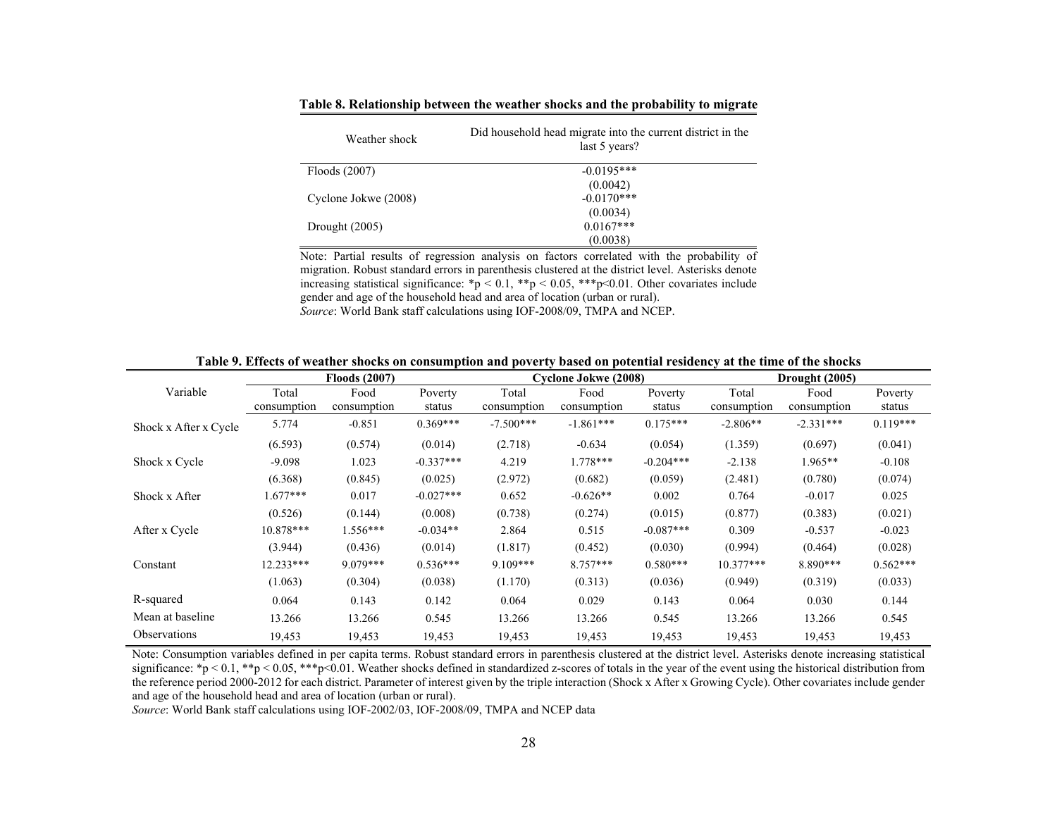**Table 8. Relationship between the weather shocks and the probability to migrate**

| Weather shock | Did household head migrate into the current district in the last 5 years? |
|---|---|
| Floods (2007) | -0.0195*** |
| | (0.0042) |
| Cyclone Jokwe (2008) | -0.0170*** |
| | (0.0034) |
| Drought (2005) | 0.0167*** |
| | (0.0038) |

Note: Partial results of regression analysis on factors correlated with the probability of migration. Robust standard errors in parenthesis clustered at the district level. Asterisks denote increasing statistical significance: *p < 0.1, **p < 0.05, ***p<0.01. Other covariates include gender and age of the household head and area of location (urban or rural).
*Source*: World Bank staff calculations using IOF-2008/09, TMPA and NCEP.

**Table 9. Effects of weather shocks on consumption and poverty based on potential residency at the time of the shocks**

| | Floods (2007) | | | Cyclone Jokwe (2008) | | | Drought (2005) | | |
|---|---|---|---|---|---|---|---|---|---|
| Variable | Total consumption | Food consumption | Poverty status | Total consumption | Food consumption | Poverty status | Total consumption | Food consumption | Poverty status |
| Shock x After x Cycle | 5.774 | -0.851 | 0.369*** | -7.500*** | -1.861*** | 0.175*** | -2.806** | -2.331*** | 0.119*** |
| | (6.593) | (0.574) | (0.014) | (2.718) | -0.634 | (0.054) | (1.359) | (0.697) | (0.041) |
| Shock x Cycle | -9.098 | 1.023 | -0.337*** | 4.219 | 1.778*** | -0.204*** | -2.138 | 1.965** | -0.108 |
| | (6.368) | (0.845) | (0.025) | (2.972) | (0.682) | (0.059) | (2.481) | (0.780) | (0.074) |
| Shock x After | 1.677*** | 0.017 | -0.027*** | 0.652 | -0.626** | 0.002 | 0.764 | -0.017 | 0.025 |
| | (0.526) | (0.144) | (0.008) | (0.738) | (0.274) | (0.015) | (0.877) | (0.383) | (0.021) |
| After x Cycle | 10.878*** | 1.556*** | -0.034** | 2.864 | 0.515 | -0.087*** | 0.309 | -0.537 | -0.023 |
| | (3.944) | (0.436) | (0.014) | (1.817) | (0.452) | (0.030) | (0.994) | (0.464) | (0.028) |
| Constant | 12.233*** | 9.079*** | 0.536*** | 9.109*** | 8.757*** | 0.580*** | 10.377*** | 8.890*** | 0.562*** |
| | (1.063) | (0.304) | (0.038) | (1.170) | (0.313) | (0.036) | (0.949) | (0.319) | (0.033) |
| R-squared | 0.064 | 0.143 | 0.142 | 0.064 | 0.029 | 0.143 | 0.064 | 0.030 | 0.144 |
| Mean at baseline | 13.266 | 13.266 | 0.545 | 13.266 | 13.266 | 0.545 | 13.266 | 13.266 | 0.545 |
| Observations | 19,453 | 19,453 | 19,453 | 19,453 | 19,453 | 19,453 | 19,453 | 19,453 | 19,453 |

Note: Consumption variables defined in per capita terms. Robust standard errors in parenthesis clustered at the district level. Asterisks denote increasing statistical significance: *p < 0.1, **p < 0.05, ***p<0.01. Weather shocks defined in standardized z-scores of totals in the year of the event using the historical distribution from the reference period 2000-2012 for each district. Parameter of interest given by the triple interaction (Shock x After x Growing Cycle). Other covariates include gender and age of the household head and area of location (urban or rural).
*Source*: World Bank staff calculations using IOF-2002/03, IOF-2008/09, TMPA and NCEP data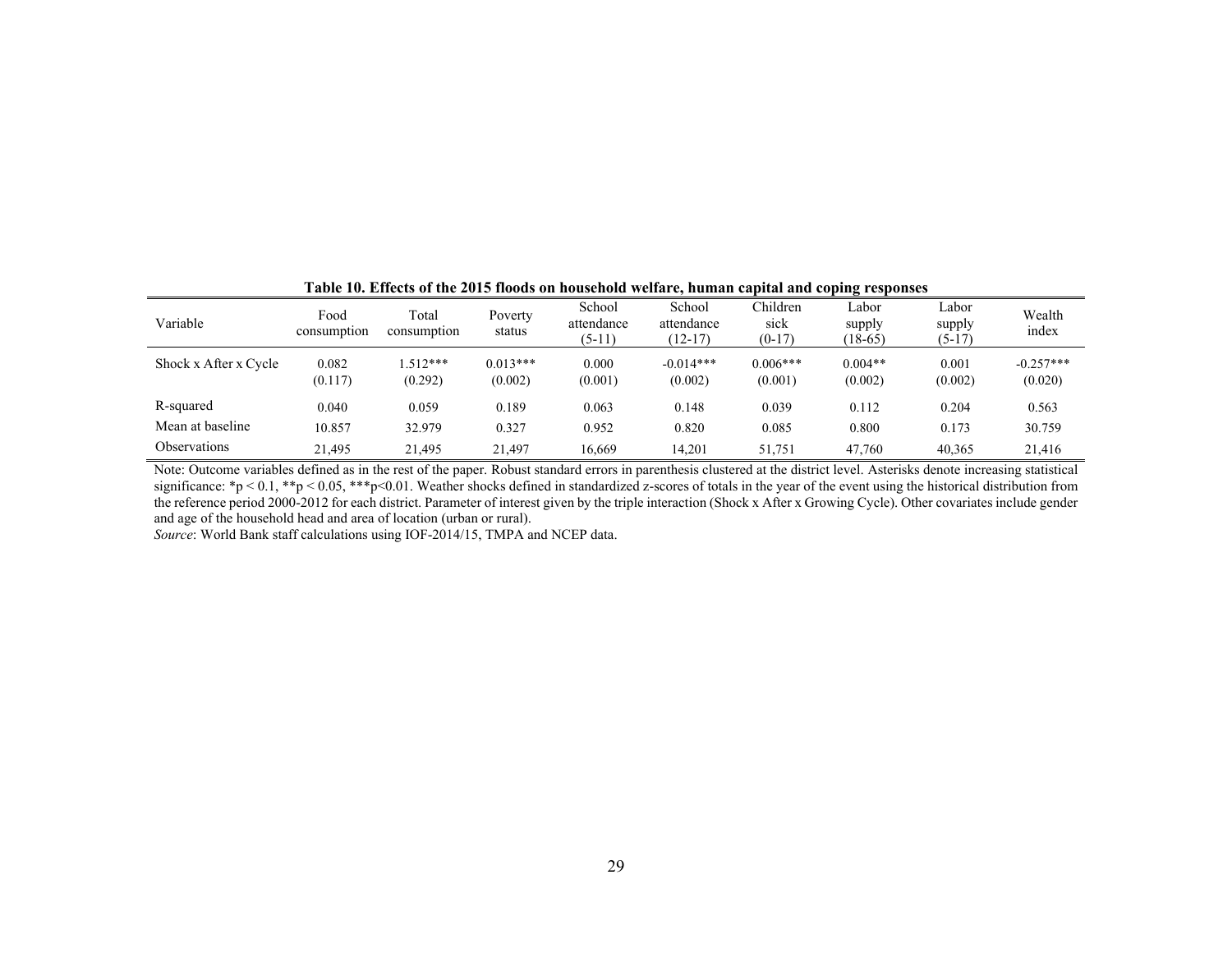**Table 10. Effects of the 2015 floods on household welfare, human capital and coping responses**

| Variable | Food consumption | Total consumption | Poverty status | School attendance (5-11) | School attendance (12-17) | Children sick (0-17) | Labor supply (18-65) | Labor supply (5-17) | Wealth index |
|---|---|---|---|---|---|---|---|---|---|
| Shock x After x Cycle | 0.082 | 1.512*** | 0.013*** | 0.000 | -0.014*** | 0.006*** | 0.004** | 0.001 | -0.257*** |
| | (0.117) | (0.292) | (0.002) | (0.001) | (0.002) | (0.001) | (0.002) | (0.002) | (0.020) |
| R-squared | 0.040 | 0.059 | 0.189 | 0.063 | 0.148 | 0.039 | 0.112 | 0.204 | 0.563 |
| Mean at baseline | 10.857 | 32.979 | 0.327 | 0.952 | 0.820 | 0.085 | 0.800 | 0.173 | 30.759 |
| Observations | 21,495 | 21,495 | 21,497 | 16,669 | 14,201 | 51,751 | 47,760 | 40,365 | 21,416 |

Note: Outcome variables defined as in the rest of the paper. Robust standard errors in parenthesis clustered at the district level. Asterisks denote increasing statistical significance: *$p < 0.1$, **$p < 0.05$, ***$p < 0.01$. Weather shocks defined in standardized z-scores of totals in the year of the event using the historical distribution from the reference period 2000-2012 for each district. Parameter of interest given by the triple interaction (Shock x After x Growing Cycle). Other covariates include gender and age of the household head and area of location (urban or rural).

*Source*: World Bank staff calculations using IOF-2014/15, TMPA and NCEP data.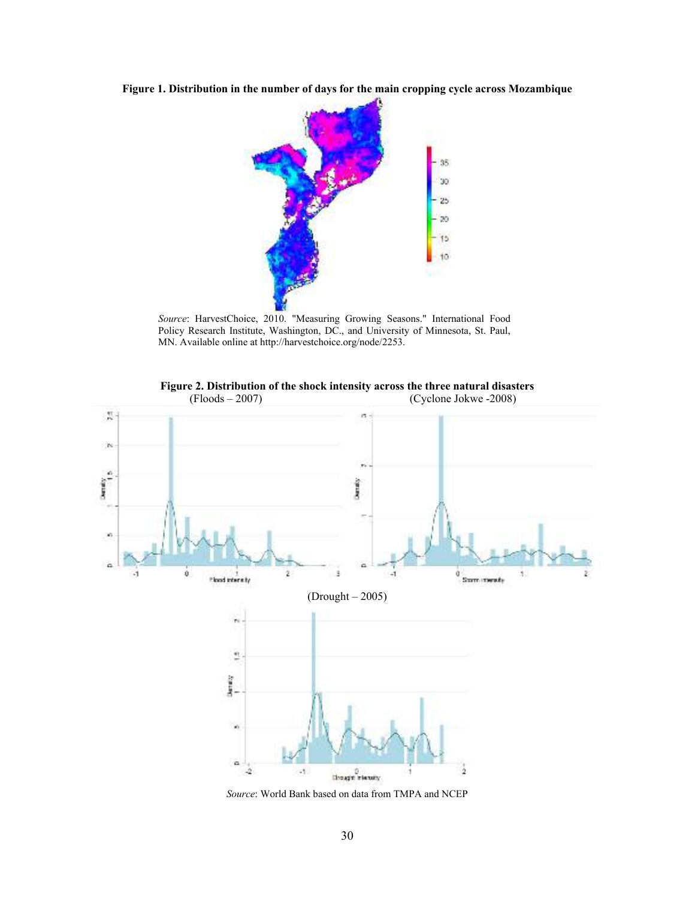**Figure 1. Distribution in the number of days for the main cropping cycle across Mozambique**

*Source*: HarvestChoice, 2010. "Measuring Growing Seasons." International Food Policy Research Institute, Washington, DC., and University of Minnesota, St. Paul, MN. Available online at http://harvestchoice.org/node/2253.

**Figure 2. Distribution of the shock intensity across the three natural disasters**

(Floods – 2007) (Cyclone Jokwe -2008)

(Drought – 2005)

*Source*: World Bank based on data from TMPA and NCEP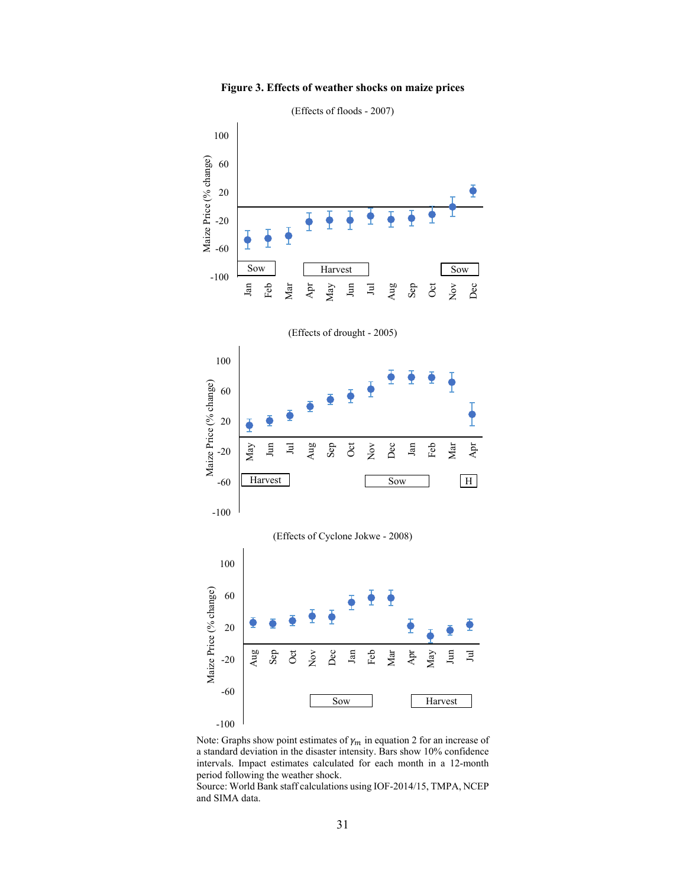**Figure 3. Effects of weather shocks on maize prices**

(Effects of floods - 2007)

(Effects of drought - 2005)

(Effects of Cyclone Jokwe - 2008)

Note: Graphs show point estimates of $\gamma_m$ in equation 2 for an increase of a standard deviation in the disaster intensity. Bars show 10% confidence intervals. Impact estimates calculated for each month in a 12-month period following the weather shock.

Source: World Bank staff calculations using IOF-2014/15, TMPA, NCEP and SIMA data.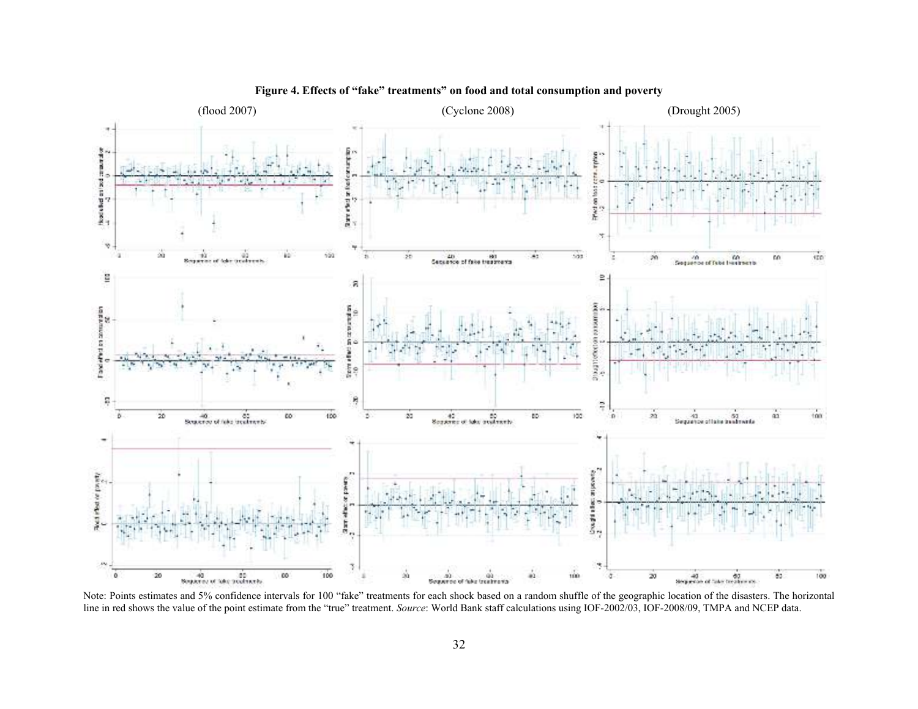**Figure 4. Effects of "fake" treatments on food and total consumption and poverty**

(flood 2007)

(Cyclone 2008)

(Drought 2005)

Sequence of fake treatments

Note: Points estimates and 5% confidence intervals for 100 "fake" treatments for each shock based on a random shuffle of the geographic location of the disasters. The horizontal line in red shows the value of the point estimate from the "true" treatment. *Source*: World Bank staff calculations using IOF-2002/03, IOF-2008/09, TMPA and NCEP data.